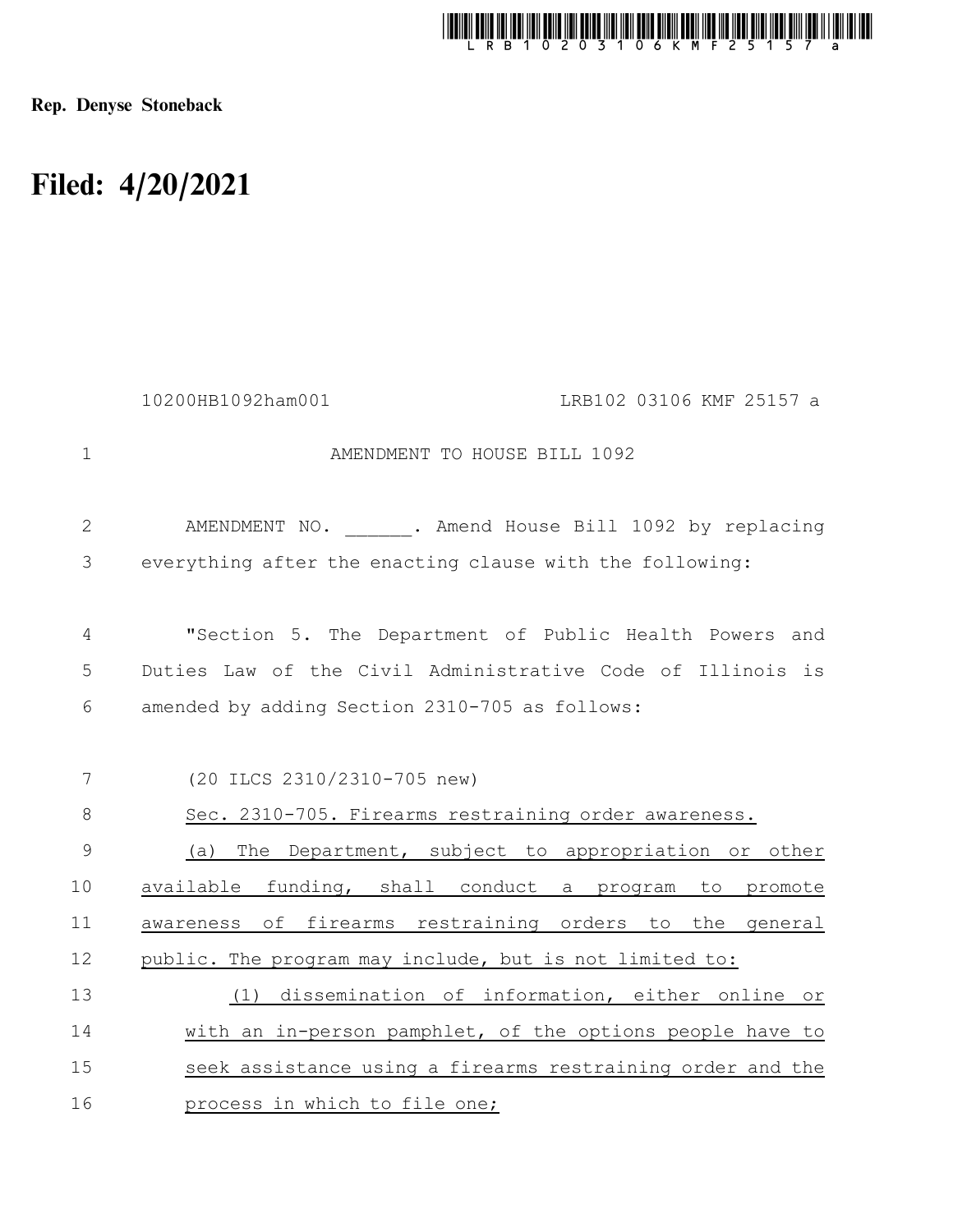Rep. Denyse Stoneback

# Filed: 4/20/2021

10200HB1092ham001 LRB102 03106 KMF 25157 a

AMENDMENT TO HOUSE BILL 1092

AMENDMENT NO. ______. Amend House Bill 1092 by replacing everything after the enacting clause with the following:

"Section 5. The Department of Public Health Powers and Duties Law of the Civil Administrative Code of Illinois is amended by adding Section 2310-705 as follows:

(20 ILCS 2310/2310-705 new)

Sec. 2310-705. Firearms restraining order awareness.

(a) The Department, subject to appropriation or other available funding, shall conduct a program to promote awareness of firearms restraining orders to the general public. The program may include, but is not limited to:

(1) dissemination of information, either online or with an in-person pamphlet, of the options people have to seek assistance using a firearms restraining order and the process in which to file one;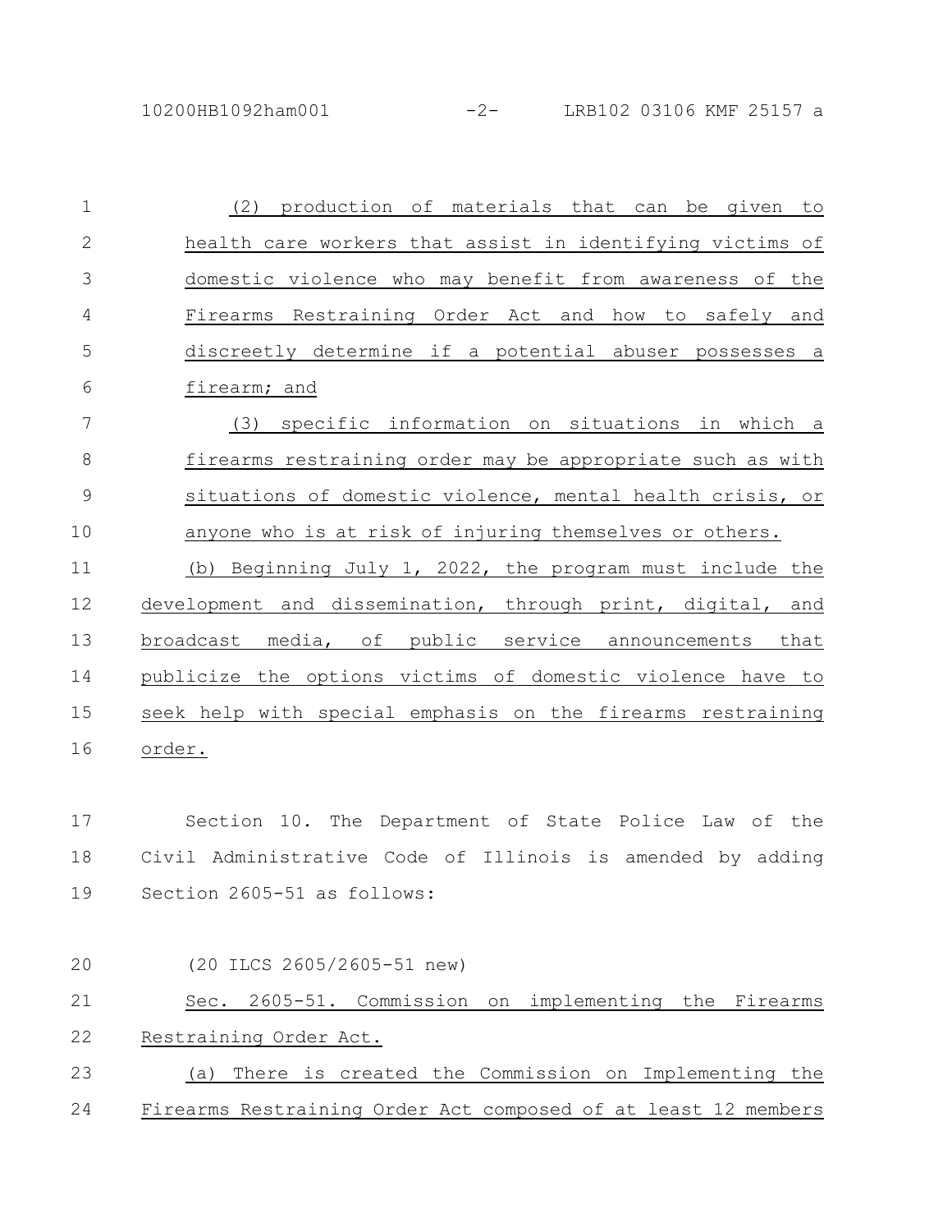(2) production of materials that can be given to health care workers that assist in identifying victims of domestic violence who may benefit from awareness of the Firearms Restraining Order Act and how to safely and discreetly determine if a potential abuser possesses a firearm; and

(3) specific information on situations in which a firearms restraining order may be appropriate such as with situations of domestic violence, mental health crisis, or anyone who is at risk of injuring themselves or others.

(b) Beginning July 1, 2022, the program must include the development and dissemination, through print, digital, and broadcast media, of public service announcements that publicize the options victims of domestic violence have to seek help with special emphasis on the firearms restraining order.

Section 10. The Department of State Police Law of the Civil Administrative Code of Illinois is amended by adding Section 2605-51 as follows:

(20 ILCS 2605/2605-51 new)

Sec. 2605-51. Commission on implementing the Firearms Restraining Order Act.

(a) There is created the Commission on Implementing the Firearms Restraining Order Act composed of at least 12 members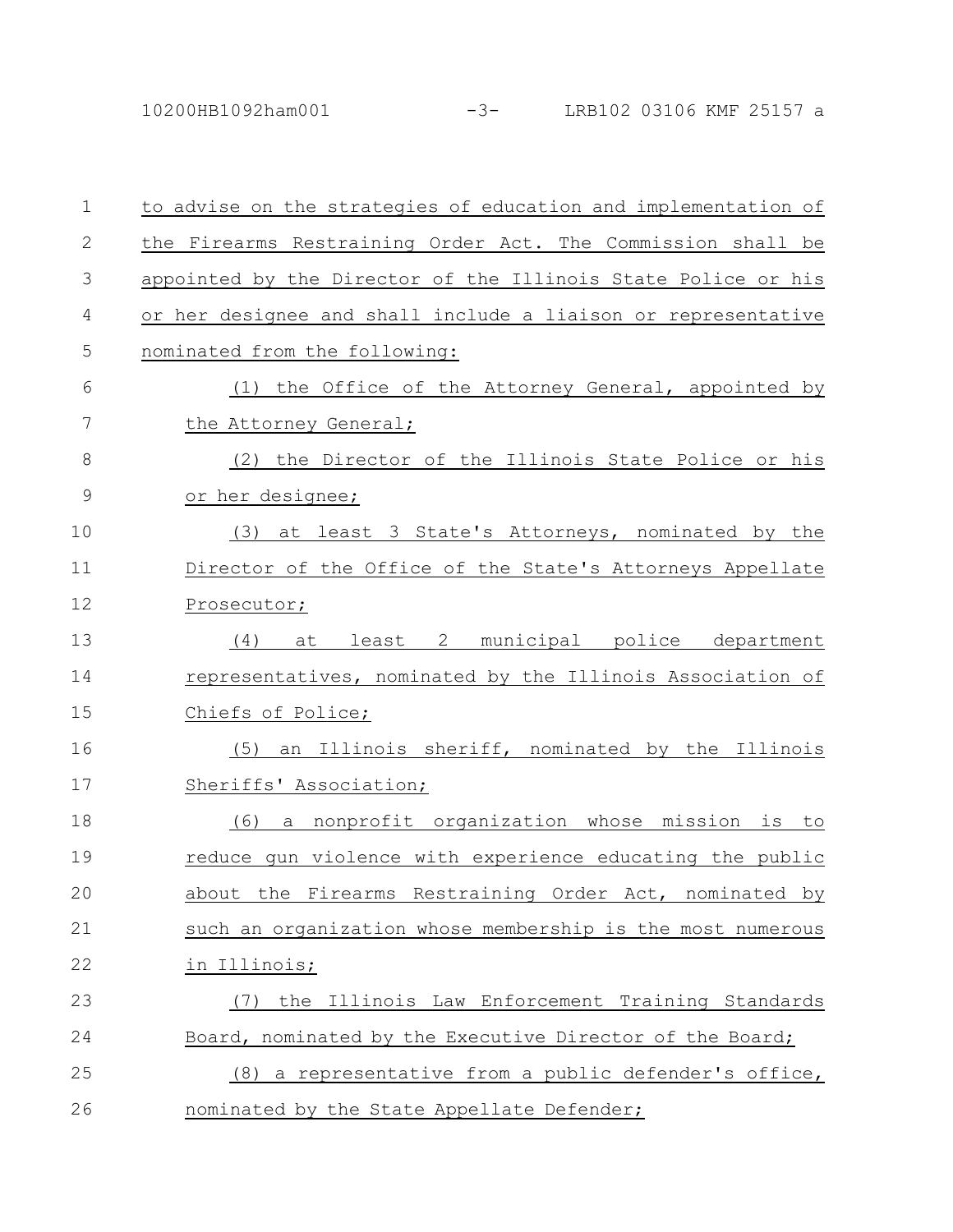to advise on the strategies of education and implementation of the Firearms Restraining Order Act. The Commission shall be appointed by the Director of the Illinois State Police or his or her designee and shall include a liaison or representative nominated from the following:

(1) the Office of the Attorney General, appointed by the Attorney General;

(2) the Director of the Illinois State Police or his or her designee;

(3) at least 3 State's Attorneys, nominated by the Director of the Office of the State's Attorneys Appellate Prosecutor;

(4) at least 2 municipal police department representatives, nominated by the Illinois Association of Chiefs of Police;

(5) an Illinois sheriff, nominated by the Illinois Sheriffs' Association;

(6) a nonprofit organization whose mission is to reduce gun violence with experience educating the public about the Firearms Restraining Order Act, nominated by such an organization whose membership is the most numerous in Illinois;

(7) the Illinois Law Enforcement Training Standards Board, nominated by the Executive Director of the Board;

(8) a representative from a public defender's office, nominated by the State Appellate Defender;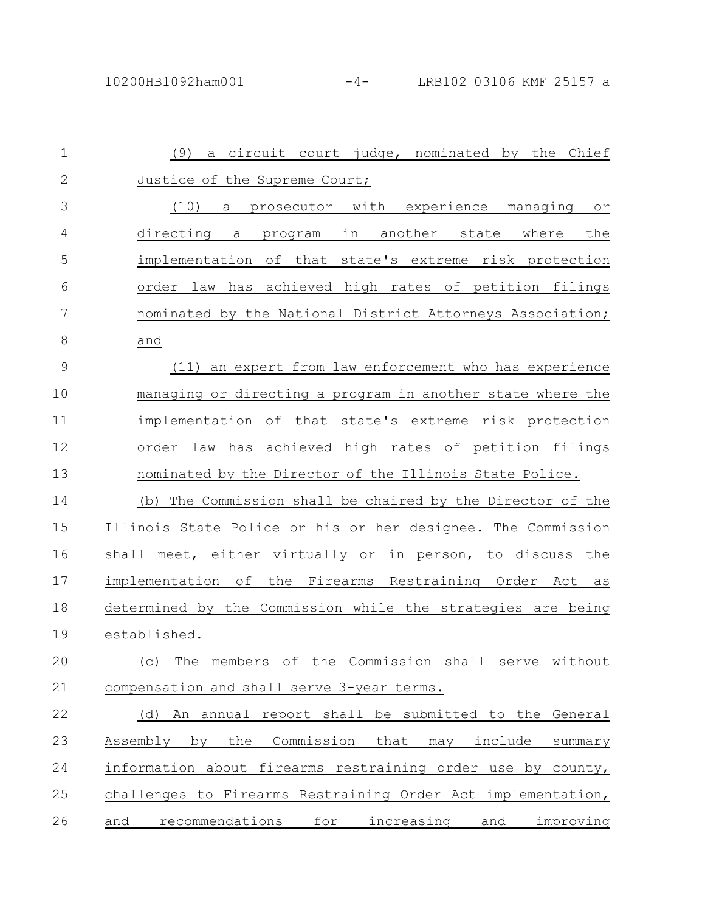(9) a circuit court judge, nominated by the Chief Justice of the Supreme Court;

(10) a prosecutor with experience managing or directing a program in another state where the implementation of that state's extreme risk protection order law has achieved high rates of petition filings nominated by the National District Attorneys Association; and

(11) an expert from law enforcement who has experience managing or directing a program in another state where the implementation of that state's extreme risk protection order law has achieved high rates of petition filings nominated by the Director of the Illinois State Police.

(b) The Commission shall be chaired by the Director of the Illinois State Police or his or her designee. The Commission shall meet, either virtually or in person, to discuss the implementation of the Firearms Restraining Order Act as determined by the Commission while the strategies are being established.

(c) The members of the Commission shall serve without compensation and shall serve 3-year terms.

(d) An annual report shall be submitted to the General Assembly by the Commission that may include summary information about firearms restraining order use by county, challenges to Firearms Restraining Order Act implementation, and recommendations for increasing and improving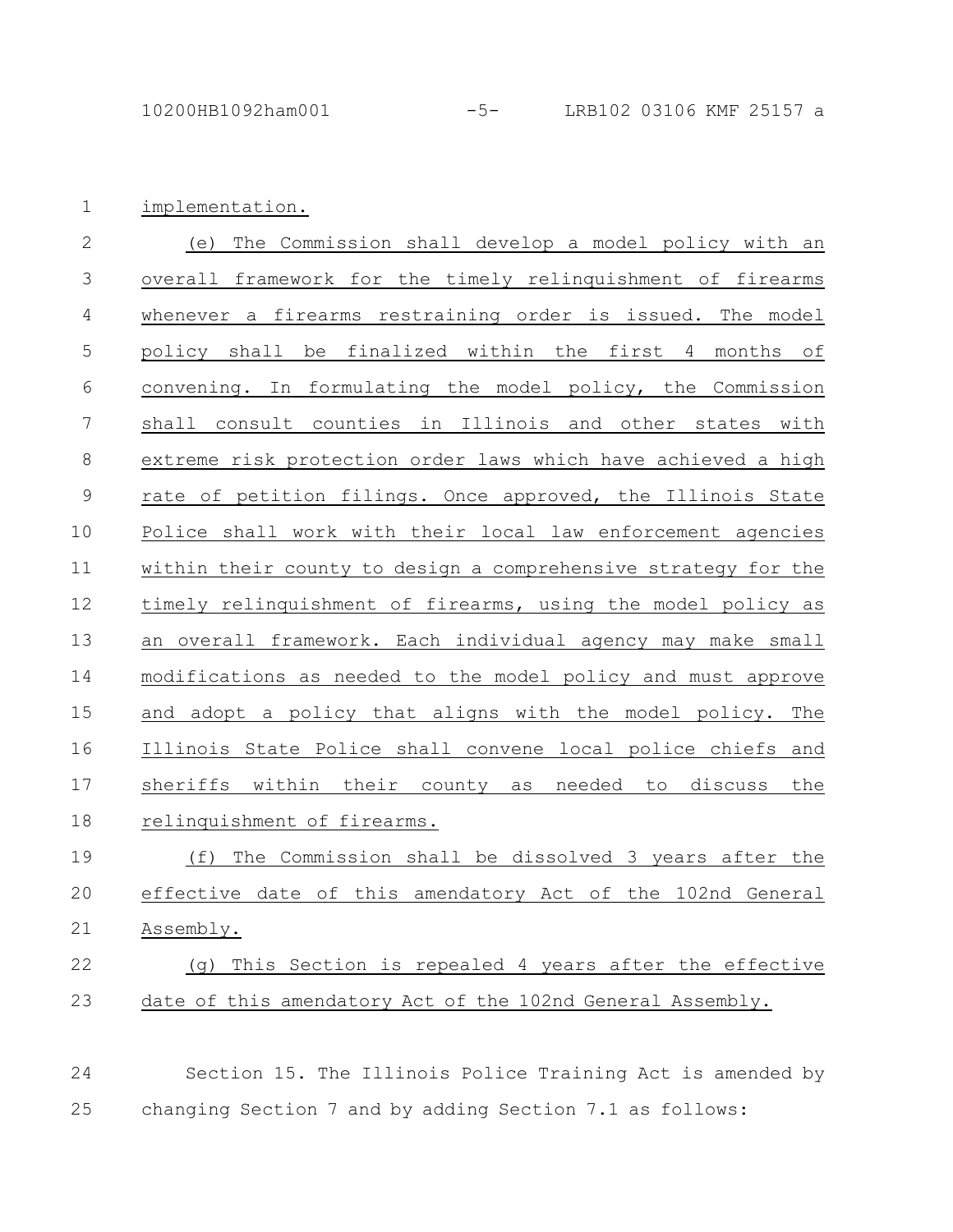implementation.

(e) The Commission shall develop a model policy with an overall framework for the timely relinquishment of firearms whenever a firearms restraining order is issued. The model policy shall be finalized within the first 4 months of convening. In formulating the model policy, the Commission shall consult counties in Illinois and other states with extreme risk protection order laws which have achieved a high rate of petition filings. Once approved, the Illinois State Police shall work with their local law enforcement agencies within their county to design a comprehensive strategy for the timely relinquishment of firearms, using the model policy as an overall framework. Each individual agency may make small modifications as needed to the model policy and must approve and adopt a policy that aligns with the model policy. The Illinois State Police shall convene local police chiefs and sheriffs within their county as needed to discuss the relinquishment of firearms.

(f) The Commission shall be dissolved 3 years after the effective date of this amendatory Act of the 102nd General Assembly.

(g) This Section is repealed 4 years after the effective date of this amendatory Act of the 102nd General Assembly.

Section 15. The Illinois Police Training Act is amended by changing Section 7 and by adding Section 7.1 as follows: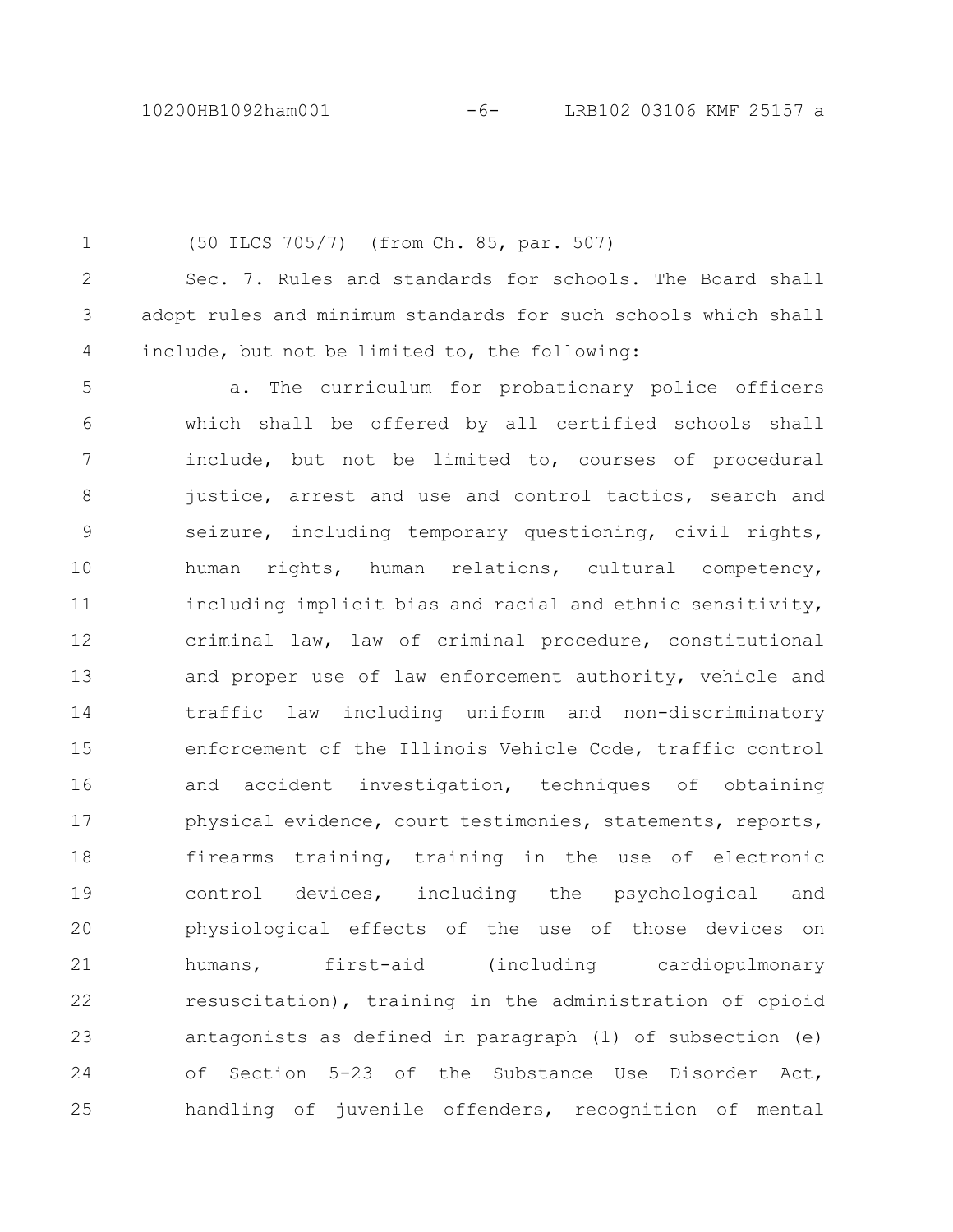(50 ILCS 705/7) (from Ch. 85, par. 507)

Sec. 7. Rules and standards for schools. The Board shall adopt rules and minimum standards for such schools which shall include, but not be limited to, the following:

a. The curriculum for probationary police officers which shall be offered by all certified schools shall include, but not be limited to, courses of procedural justice, arrest and use and control tactics, search and seizure, including temporary questioning, civil rights, human rights, human relations, cultural competency, including implicit bias and racial and ethnic sensitivity, criminal law, law of criminal procedure, constitutional and proper use of law enforcement authority, vehicle and traffic law including uniform and non-discriminatory enforcement of the Illinois Vehicle Code, traffic control and accident investigation, techniques of obtaining physical evidence, court testimonies, statements, reports, firearms training, training in the use of electronic control devices, including the psychological and physiological effects of the use of those devices on humans, first-aid (including cardiopulmonary resuscitation), training in the administration of opioid antagonists as defined in paragraph (1) of subsection (e) of Section 5-23 of the Substance Use Disorder Act, handling of juvenile offenders, recognition of mental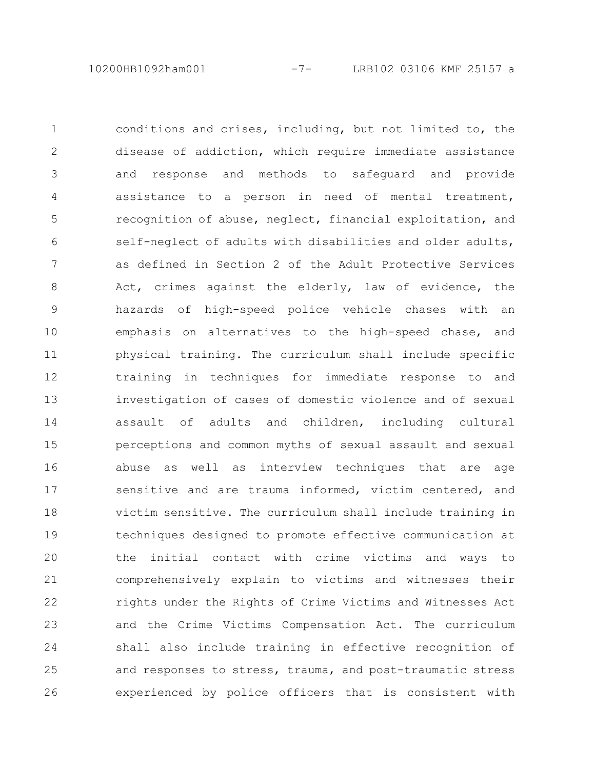conditions and crises, including, but not limited to, the disease of addiction, which require immediate assistance and response and methods to safeguard and provide assistance to a person in need of mental treatment, recognition of abuse, neglect, financial exploitation, and self-neglect of adults with disabilities and older adults, as defined in Section 2 of the Adult Protective Services Act, crimes against the elderly, law of evidence, the hazards of high-speed police vehicle chases with an emphasis on alternatives to the high-speed chase, and physical training. The curriculum shall include specific training in techniques for immediate response to and investigation of cases of domestic violence and of sexual assault of adults and children, including cultural perceptions and common myths of sexual assault and sexual abuse as well as interview techniques that are age sensitive and are trauma informed, victim centered, and victim sensitive. The curriculum shall include training in techniques designed to promote effective communication at the initial contact with crime victims and ways to comprehensively explain to victims and witnesses their rights under the Rights of Crime Victims and Witnesses Act and the Crime Victims Compensation Act. The curriculum shall also include training in effective recognition of and responses to stress, trauma, and post-traumatic stress experienced by police officers that is consistent with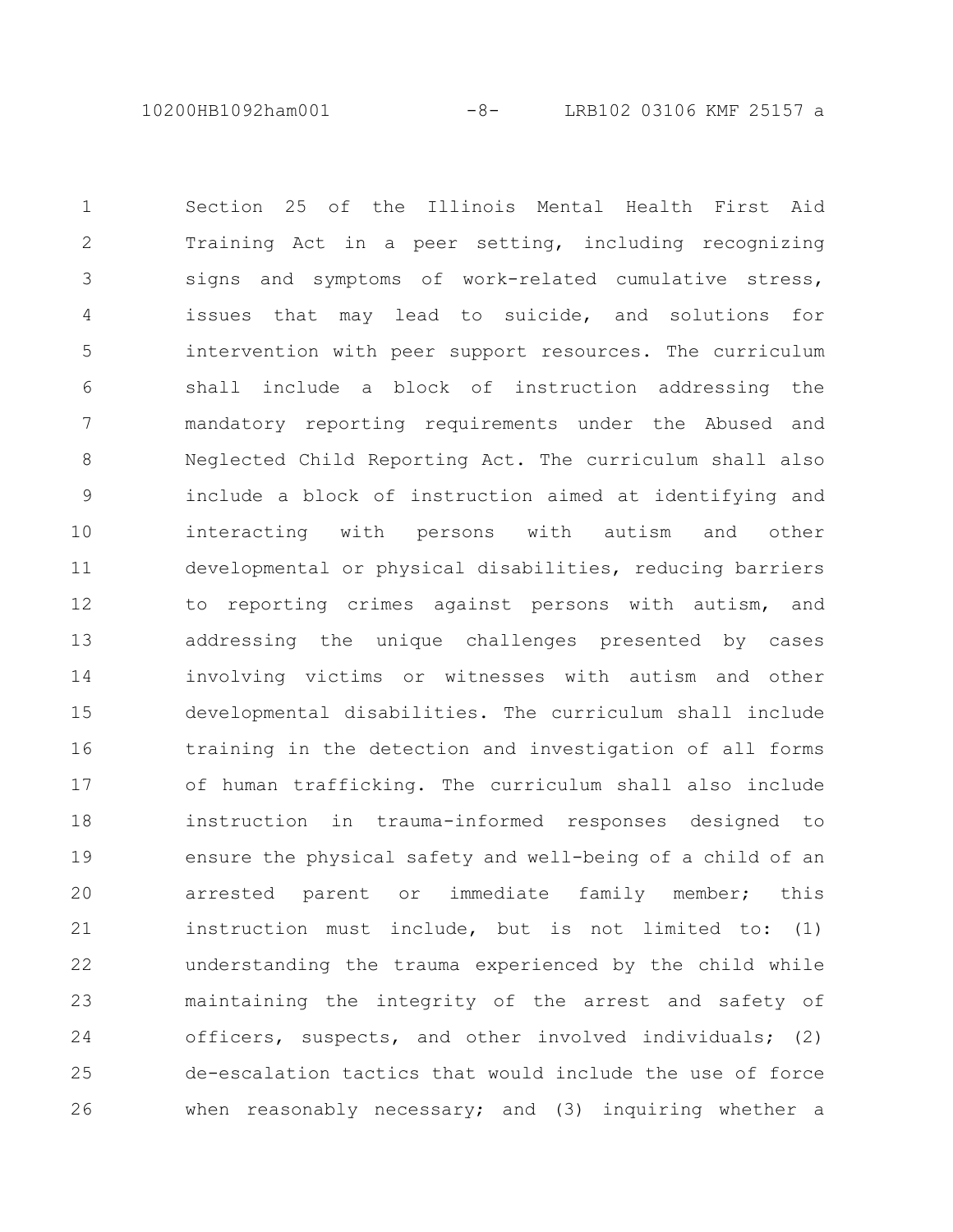Section 25 of the Illinois Mental Health First Aid Training Act in a peer setting, including recognizing signs and symptoms of work-related cumulative stress, issues that may lead to suicide, and solutions for intervention with peer support resources. The curriculum shall include a block of instruction addressing the mandatory reporting requirements under the Abused and Neglected Child Reporting Act. The curriculum shall also include a block of instruction aimed at identifying and interacting with persons with autism and other developmental or physical disabilities, reducing barriers to reporting crimes against persons with autism, and addressing the unique challenges presented by cases involving victims or witnesses with autism and other developmental disabilities. The curriculum shall include training in the detection and investigation of all forms of human trafficking. The curriculum shall also include instruction in trauma-informed responses designed to ensure the physical safety and well-being of a child of an arrested parent or immediate family member; this instruction must include, but is not limited to: (1) understanding the trauma experienced by the child while maintaining the integrity of the arrest and safety of officers, suspects, and other involved individuals; (2) de-escalation tactics that would include the use of force when reasonably necessary; and (3) inquiring whether a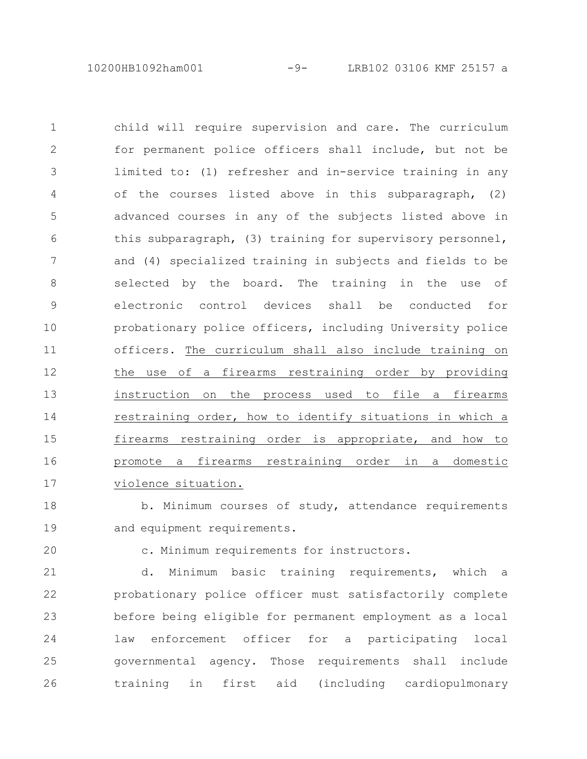child will require supervision and care. The curriculum for permanent police officers shall include, but not be limited to: (1) refresher and in-service training in any of the courses listed above in this subparagraph, (2) advanced courses in any of the subjects listed above in this subparagraph, (3) training for supervisory personnel, and (4) specialized training in subjects and fields to be selected by the board. The training in the use of electronic control devices shall be conducted for probationary police officers, including University police officers. <u>The curriculum shall also include training on the use of a firearms restraining order by providing instruction on the process used to file a firearms restraining order, how to identify situations in which a firearms restraining order is appropriate, and how to promote a firearms restraining order in a domestic violence situation.</u>

b. Minimum courses of study, attendance requirements and equipment requirements.

c. Minimum requirements for instructors.

d. Minimum basic training requirements, which a probationary police officer must satisfactorily complete before being eligible for permanent employment as a local law enforcement officer for a participating local governmental agency. Those requirements shall include training in first aid (including cardiopulmonary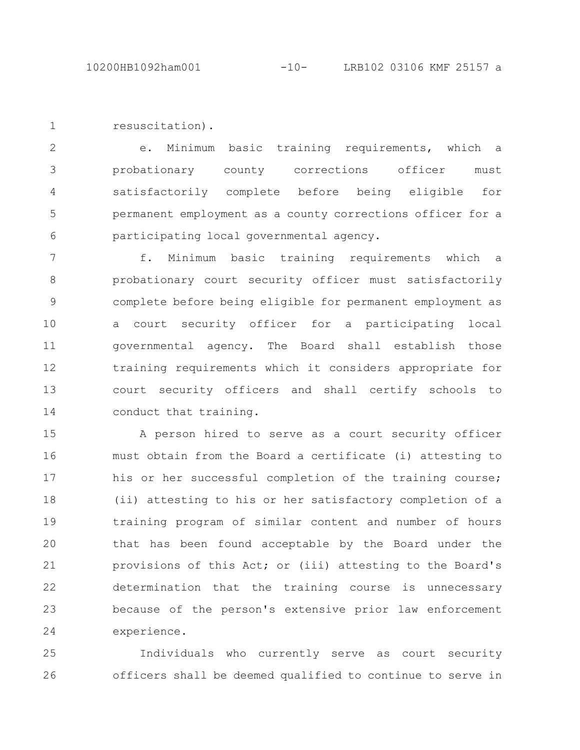resuscitation).

e. Minimum basic training requirements, which a probationary county corrections officer must satisfactorily complete before being eligible for permanent employment as a county corrections officer for a participating local governmental agency.

f. Minimum basic training requirements which a probationary court security officer must satisfactorily complete before being eligible for permanent employment as a court security officer for a participating local governmental agency. The Board shall establish those training requirements which it considers appropriate for court security officers and shall certify schools to conduct that training.

A person hired to serve as a court security officer must obtain from the Board a certificate (i) attesting to his or her successful completion of the training course; (ii) attesting to his or her satisfactory completion of a training program of similar content and number of hours that has been found acceptable by the Board under the provisions of this Act; or (iii) attesting to the Board's determination that the training course is unnecessary because of the person's extensive prior law enforcement experience.

Individuals who currently serve as court security officers shall be deemed qualified to continue to serve in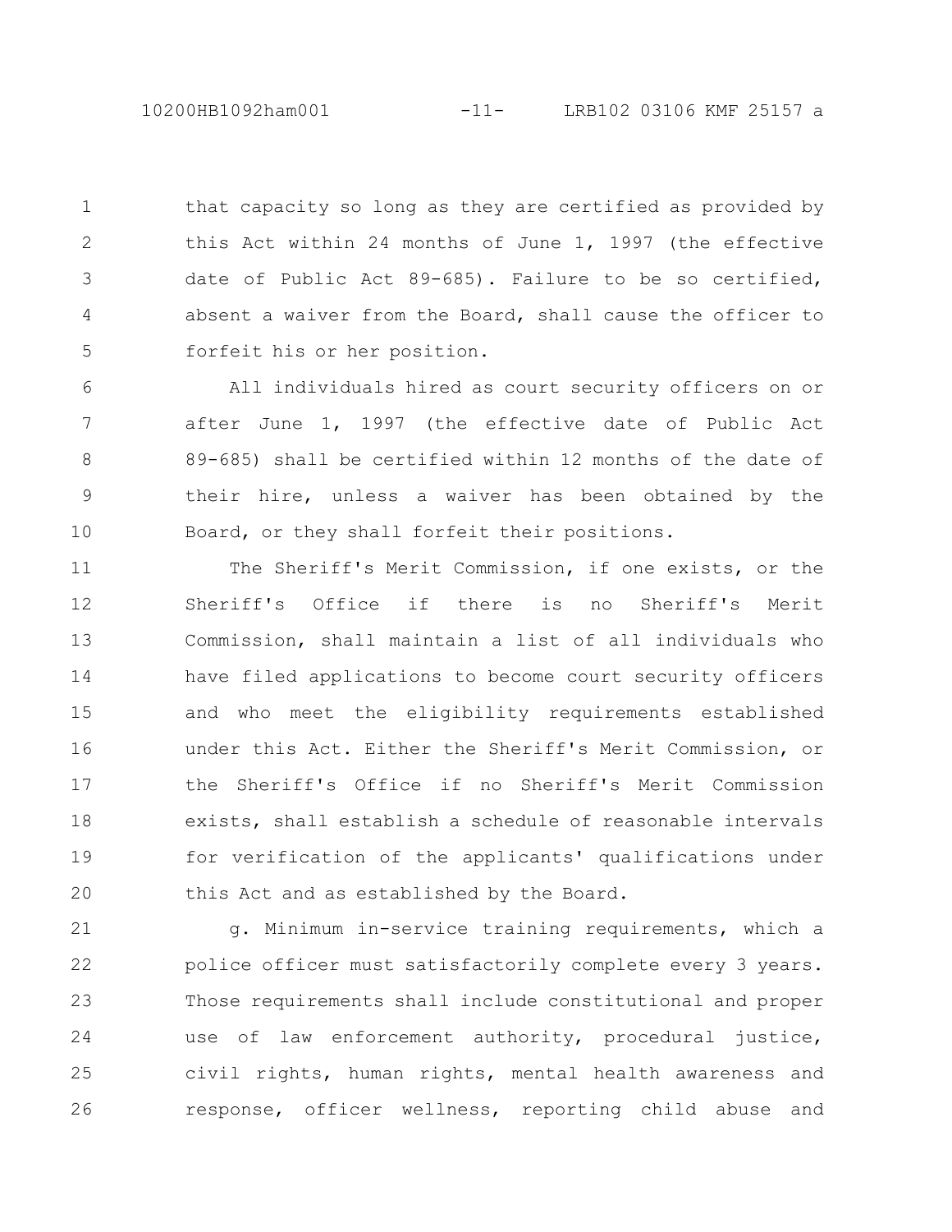that capacity so long as they are certified as provided by this Act within 24 months of June 1, 1997 (the effective date of Public Act 89-685). Failure to be so certified, absent a waiver from the Board, shall cause the officer to forfeit his or her position.

All individuals hired as court security officers on or after June 1, 1997 (the effective date of Public Act 89-685) shall be certified within 12 months of the date of their hire, unless a waiver has been obtained by the Board, or they shall forfeit their positions.

The Sheriff's Merit Commission, if one exists, or the Sheriff's Office if there is no Sheriff's Merit Commission, shall maintain a list of all individuals who have filed applications to become court security officers and who meet the eligibility requirements established under this Act. Either the Sheriff's Merit Commission, or the Sheriff's Office if no Sheriff's Merit Commission exists, shall establish a schedule of reasonable intervals for verification of the applicants' qualifications under this Act and as established by the Board.

g. Minimum in-service training requirements, which a police officer must satisfactorily complete every 3 years. Those requirements shall include constitutional and proper use of law enforcement authority, procedural justice, civil rights, human rights, mental health awareness and response, officer wellness, reporting child abuse and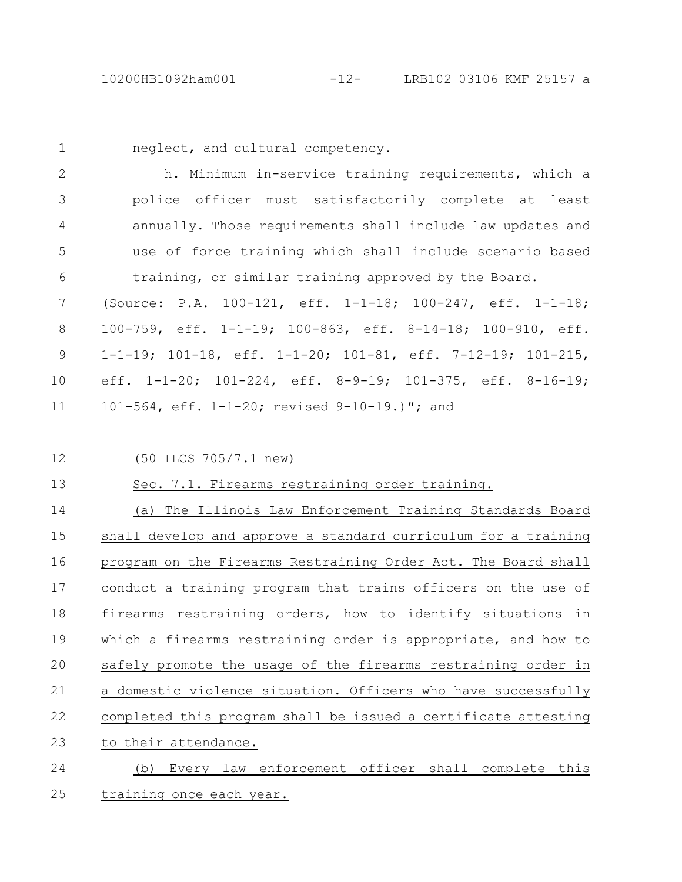neglect, and cultural competency.

h. Minimum in-service training requirements, which a police officer must satisfactorily complete at least annually. Those requirements shall include law updates and use of force training which shall include scenario based training, or similar training approved by the Board.

(Source: P.A. 100-121, eff. 1-1-18; 100-247, eff. 1-1-18; 100-759, eff. 1-1-19; 100-863, eff. 8-14-18; 100-910, eff. 1-1-19; 101-18, eff. 1-1-20; 101-81, eff. 7-12-19; 101-215, eff. 1-1-20; 101-224, eff. 8-9-19; 101-375, eff. 8-16-19; 101-564, eff. 1-1-20; revised 9-10-19.)"; and

(50 ILCS 705/7.1 new)

Sec. 7.1. Firearms restraining order training.

(a) The Illinois Law Enforcement Training Standards Board shall develop and approve a standard curriculum for a training program on the Firearms Restraining Order Act. The Board shall conduct a training program that trains officers on the use of firearms restraining orders, how to identify situations in which a firearms restraining order is appropriate, and how to safely promote the usage of the firearms restraining order in a domestic violence situation. Officers who have successfully completed this program shall be issued a certificate attesting to their attendance.

(b) Every law enforcement officer shall complete this training once each year.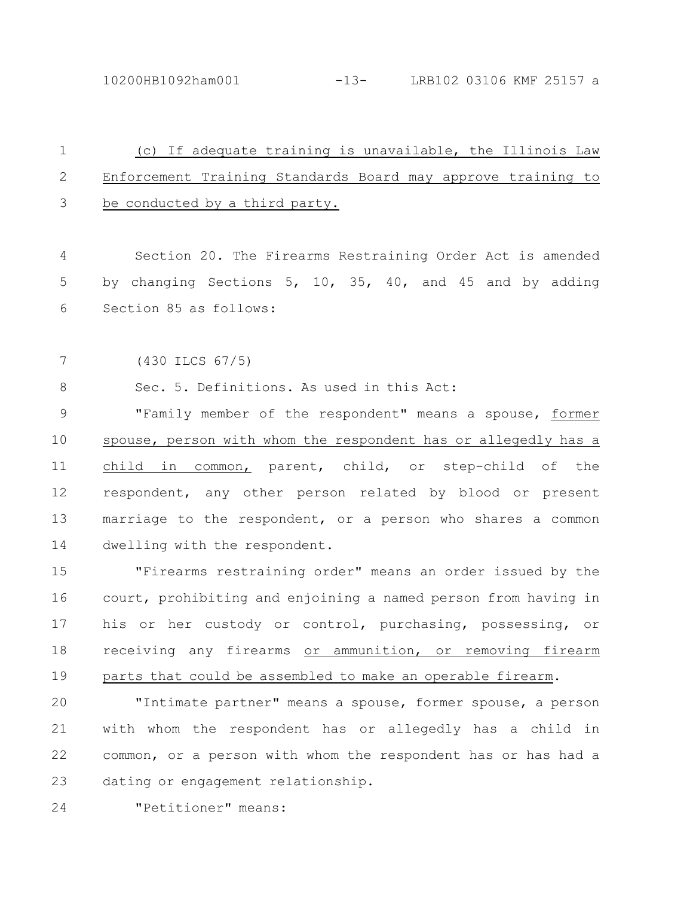(c) If adequate training is unavailable, the Illinois Law Enforcement Training Standards Board may approve training to be conducted by a third party.

Section 20. The Firearms Restraining Order Act is amended by changing Sections 5, 10, 35, 40, and 45 and by adding Section 85 as follows:

(430 ILCS 67/5)

Sec. 5. Definitions. As used in this Act:

"Family member of the respondent" means a spouse, former spouse, person with whom the respondent has or allegedly has a child in common, parent, child, or step-child of the respondent, any other person related by blood or present marriage to the respondent, or a person who shares a common dwelling with the respondent.

"Firearms restraining order" means an order issued by the court, prohibiting and enjoining a named person from having in his or her custody or control, purchasing, possessing, or receiving any firearms or ammunition, or removing firearm parts that could be assembled to make an operable firearm.

"Intimate partner" means a spouse, former spouse, a person with whom the respondent has or allegedly has a child in common, or a person with whom the respondent has or has had a dating or engagement relationship.

"Petitioner" means: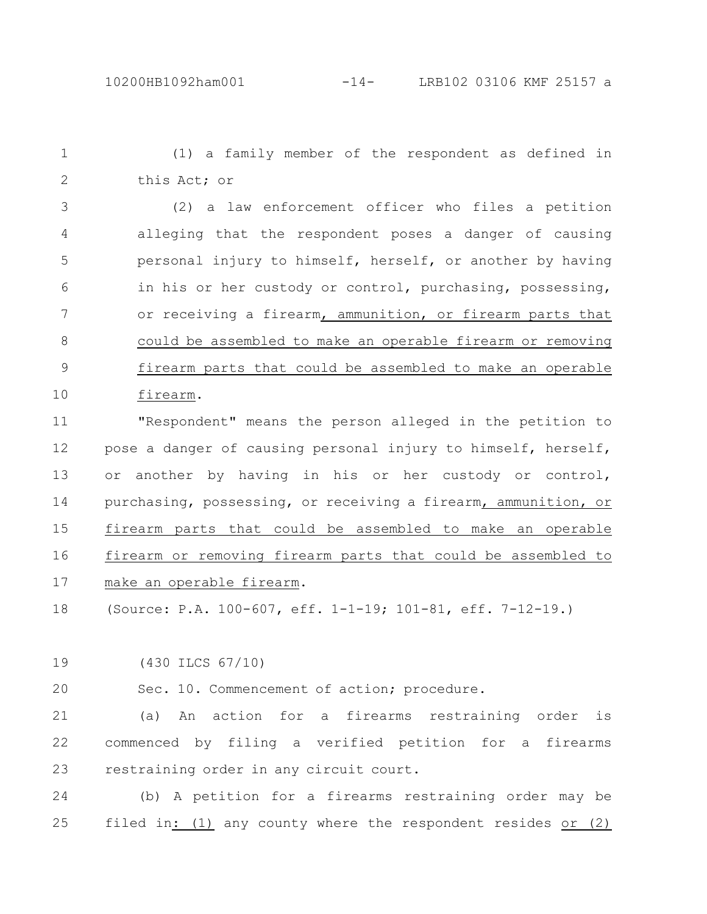(1) a family member of the respondent as defined in this Act; or

(2) a law enforcement officer who files a petition alleging that the respondent poses a danger of causing personal injury to himself, herself, or another by having in his or her custody or control, purchasing, possessing, or receiving a firearm, ammunition, or firearm parts that could be assembled to make an operable firearm or removing firearm parts that could be assembled to make an operable firearm.

"Respondent" means the person alleged in the petition to pose a danger of causing personal injury to himself, herself, or another by having in his or her custody or control, purchasing, possessing, or receiving a firearm, ammunition, or firearm parts that could be assembled to make an operable firearm or removing firearm parts that could be assembled to make an operable firearm.

(Source: P.A. 100-607, eff. 1-1-19; 101-81, eff. 7-12-19.)

(430 ILCS 67/10)

Sec. 10. Commencement of action; procedure.

(a) An action for a firearms restraining order is commenced by filing a verified petition for a firearms restraining order in any circuit court.

(b) A petition for a firearms restraining order may be filed in: (1) any county where the respondent resides or (2)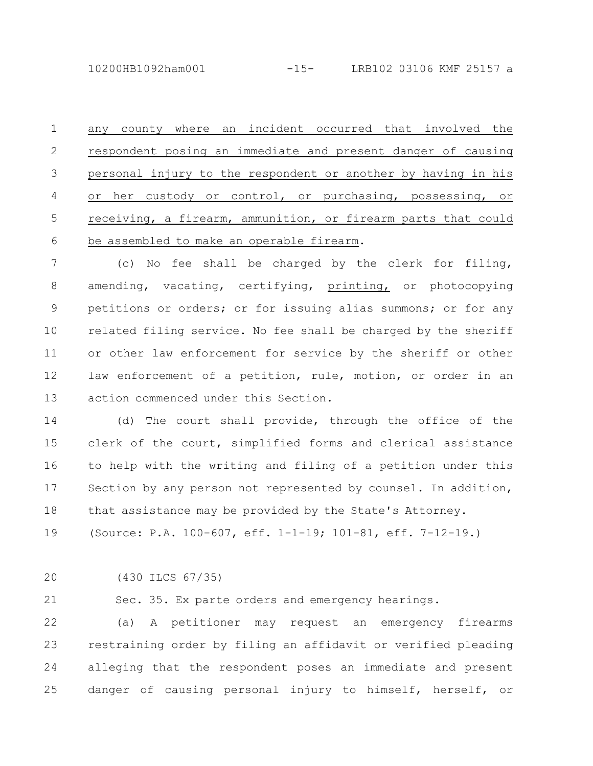any county where an incident occurred that involved the respondent posing an immediate and present danger of causing personal injury to the respondent or another by having in his or her custody or control, or purchasing, possessing, or receiving, a firearm, ammunition, or firearm parts that could be assembled to make an operable firearm.

(c) No fee shall be charged by the clerk for filing, amending, vacating, certifying, printing, or photocopying petitions or orders; or for issuing alias summons; or for any related filing service. No fee shall be charged by the sheriff or other law enforcement for service by the sheriff or other law enforcement of a petition, rule, motion, or order in an action commenced under this Section.

(d) The court shall provide, through the office of the clerk of the court, simplified forms and clerical assistance to help with the writing and filing of a petition under this Section by any person not represented by counsel. In addition, that assistance may be provided by the State's Attorney.

(Source: P.A. 100-607, eff. 1-1-19; 101-81, eff. 7-12-19.)

(430 ILCS 67/35)

Sec. 35. Ex parte orders and emergency hearings.

(a) A petitioner may request an emergency firearms restraining order by filing an affidavit or verified pleading alleging that the respondent poses an immediate and present danger of causing personal injury to himself, herself, or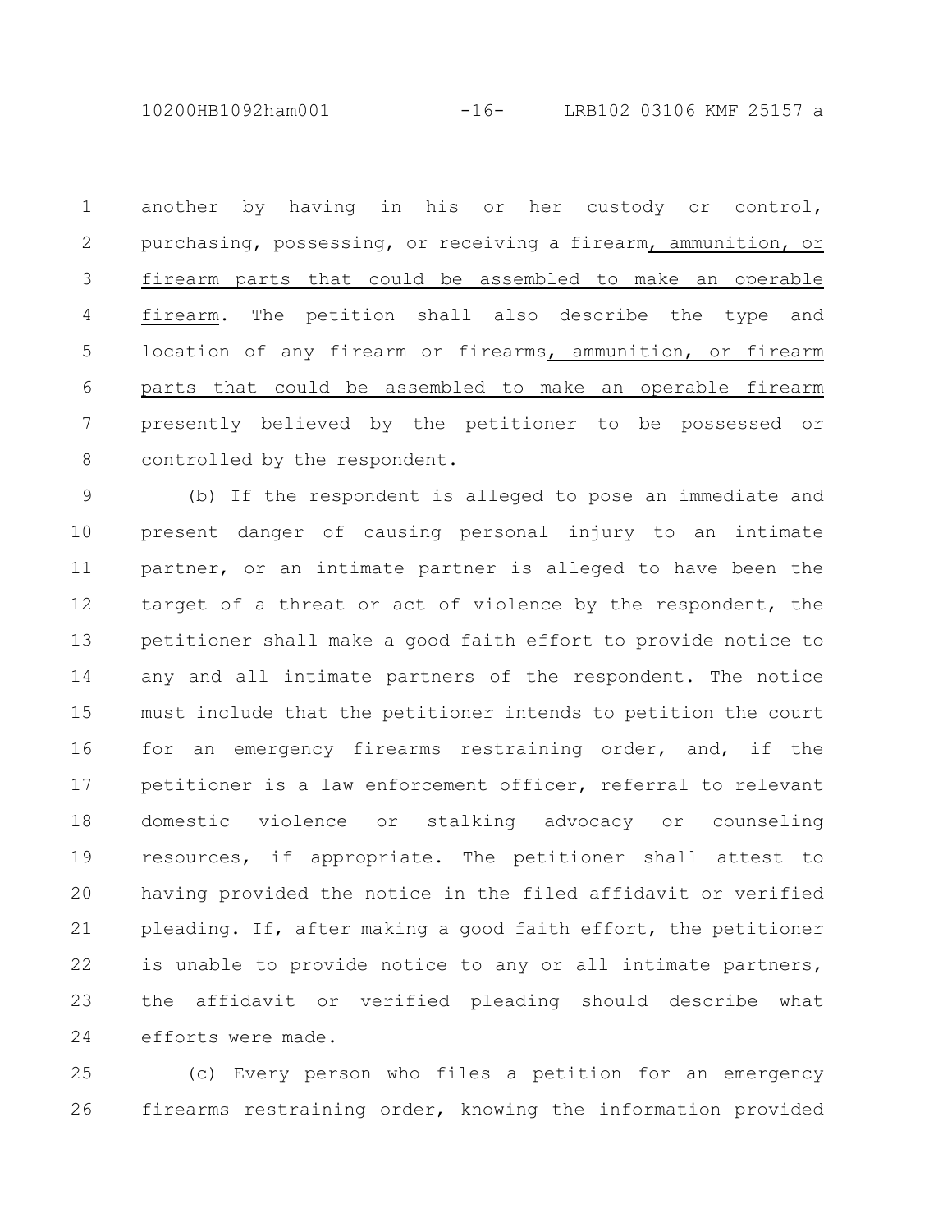another by having in his or her custody or control, purchasing, possessing, or receiving a firearm, ammunition, or firearm parts that could be assembled to make an operable firearm. The petition shall also describe the type and location of any firearm or firearms, ammunition, or firearm parts that could be assembled to make an operable firearm presently believed by the petitioner to be possessed or controlled by the respondent.

(b) If the respondent is alleged to pose an immediate and present danger of causing personal injury to an intimate partner, or an intimate partner is alleged to have been the target of a threat or act of violence by the respondent, the petitioner shall make a good faith effort to provide notice to any and all intimate partners of the respondent. The notice must include that the petitioner intends to petition the court for an emergency firearms restraining order, and, if the petitioner is a law enforcement officer, referral to relevant domestic violence or stalking advocacy or counseling resources, if appropriate. The petitioner shall attest to having provided the notice in the filed affidavit or verified pleading. If, after making a good faith effort, the petitioner is unable to provide notice to any or all intimate partners, the affidavit or verified pleading should describe what efforts were made.

(c) Every person who files a petition for an emergency firearms restraining order, knowing the information provided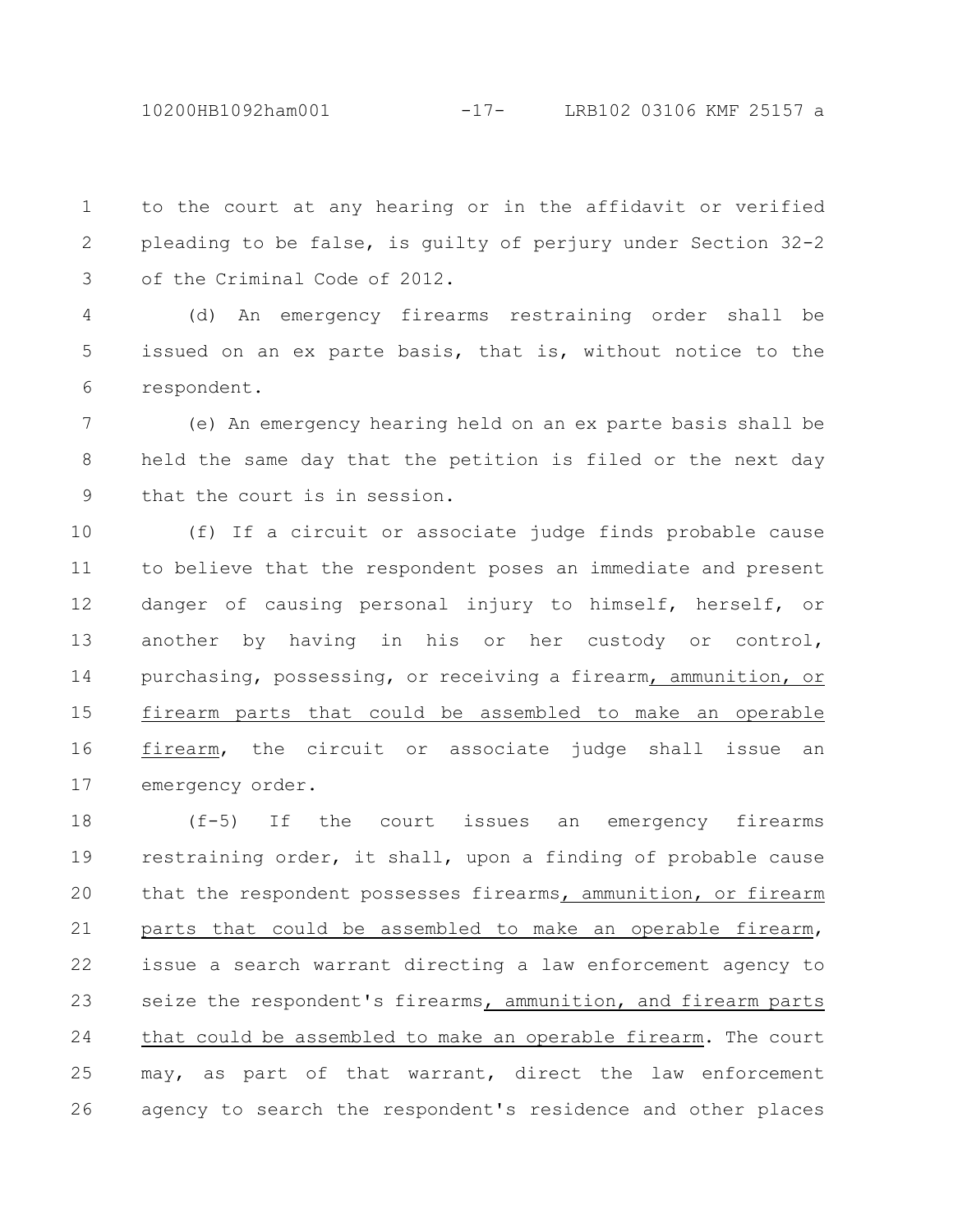to the court at any hearing or in the affidavit or verified pleading to be false, is guilty of perjury under Section 32-2 of the Criminal Code of 2012.

(d) An emergency firearms restraining order shall be issued on an ex parte basis, that is, without notice to the respondent.

(e) An emergency hearing held on an ex parte basis shall be held the same day that the petition is filed or the next day that the court is in session.

(f) If a circuit or associate judge finds probable cause to believe that the respondent poses an immediate and present danger of causing personal injury to himself, herself, or another by having in his or her custody or control, purchasing, possessing, or receiving a firearm, ammunition, or firearm parts that could be assembled to make an operable firearm, the circuit or associate judge shall issue an emergency order.

(f-5) If the court issues an emergency firearms restraining order, it shall, upon a finding of probable cause that the respondent possesses firearms, ammunition, or firearm parts that could be assembled to make an operable firearm, issue a search warrant directing a law enforcement agency to seize the respondent's firearms, ammunition, and firearm parts that could be assembled to make an operable firearm. The court may, as part of that warrant, direct the law enforcement agency to search the respondent's residence and other places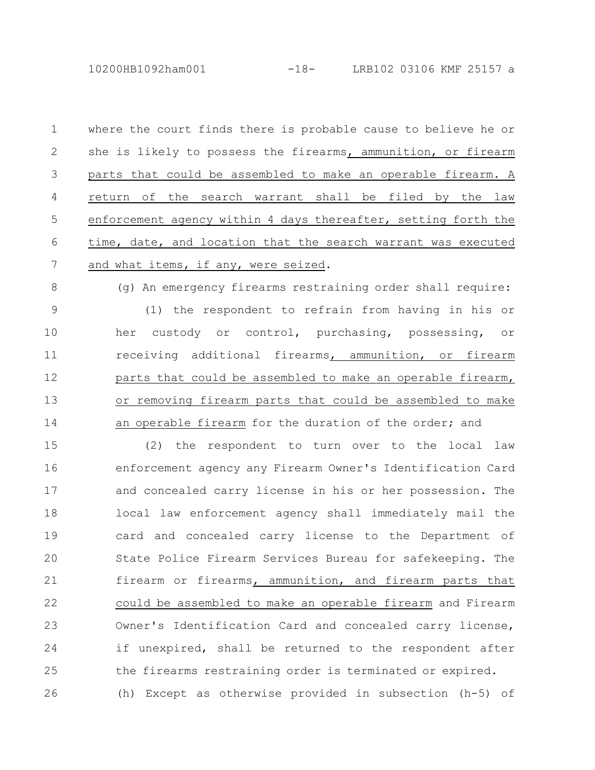where the court finds there is probable cause to believe he or she is likely to possess the firearms, ammunition, or firearm parts that could be assembled to make an operable firearm. A return of the search warrant shall be filed by the law enforcement agency within 4 days thereafter, setting forth the time, date, and location that the search warrant was executed and what items, if any, were seized.

(g) An emergency firearms restraining order shall require:

(1) the respondent to refrain from having in his or her custody or control, purchasing, possessing, or receiving additional firearms, ammunition, or firearm parts that could be assembled to make an operable firearm, or removing firearm parts that could be assembled to make an operable firearm for the duration of the order; and

(2) the respondent to turn over to the local law enforcement agency any Firearm Owner's Identification Card and concealed carry license in his or her possession. The local law enforcement agency shall immediately mail the card and concealed carry license to the Department of State Police Firearm Services Bureau for safekeeping. The firearm or firearms, ammunition, and firearm parts that could be assembled to make an operable firearm and Firearm Owner's Identification Card and concealed carry license, if unexpired, shall be returned to the respondent after the firearms restraining order is terminated or expired.

(h) Except as otherwise provided in subsection (h-5) of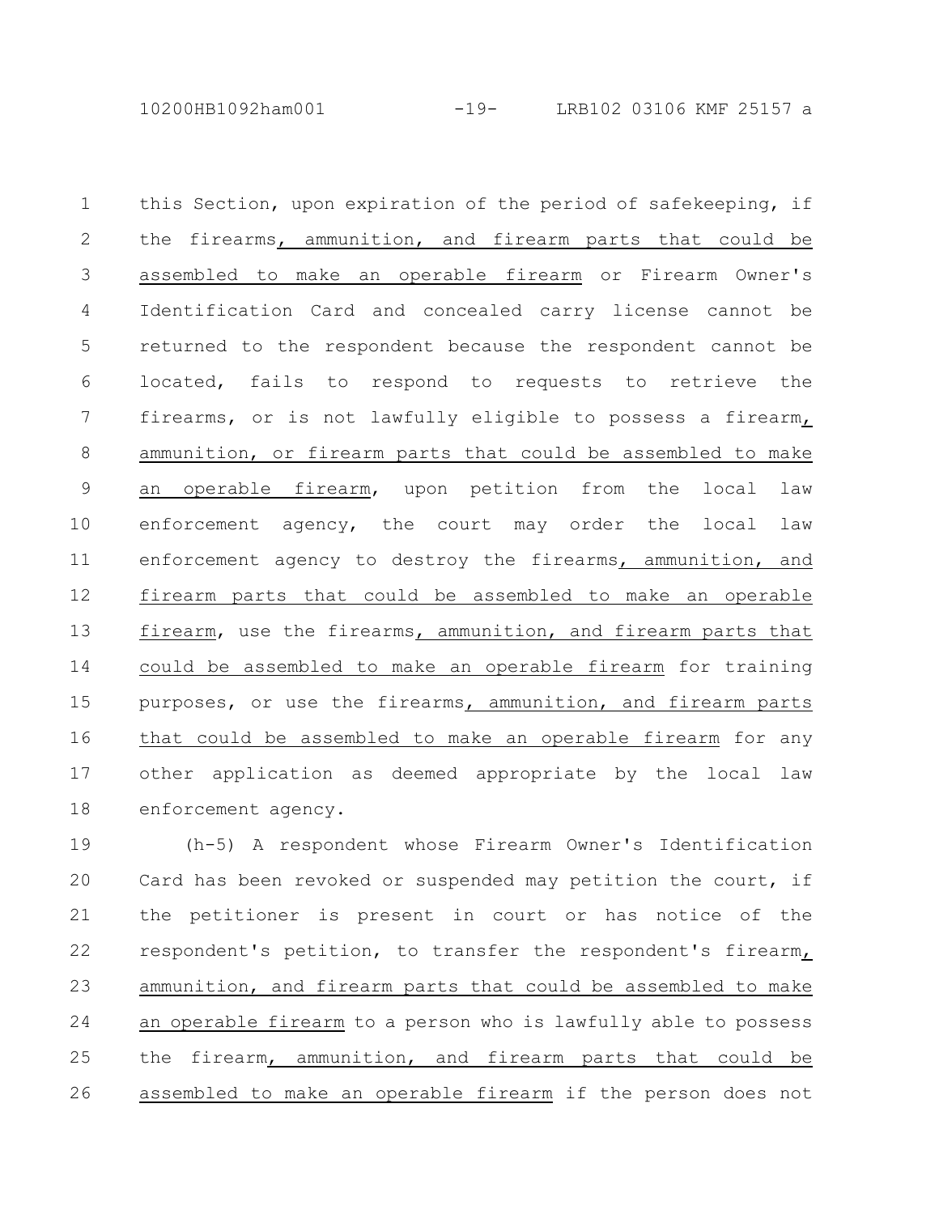this Section, upon expiration of the period of safekeeping, if the firearms, ammunition, and firearm parts that could be assembled to make an operable firearm or Firearm Owner's Identification Card and concealed carry license cannot be returned to the respondent because the respondent cannot be located, fails to respond to requests to retrieve the firearms, or is not lawfully eligible to possess a firearm, ammunition, or firearm parts that could be assembled to make an operable firearm, upon petition from the local law enforcement agency, the court may order the local law enforcement agency to destroy the firearms, ammunition, and firearm parts that could be assembled to make an operable firearm, use the firearms, ammunition, and firearm parts that could be assembled to make an operable firearm for training purposes, or use the firearms, ammunition, and firearm parts that could be assembled to make an operable firearm for any other application as deemed appropriate by the local law enforcement agency.

(h-5) A respondent whose Firearm Owner's Identification Card has been revoked or suspended may petition the court, if the petitioner is present in court or has notice of the respondent's petition, to transfer the respondent's firearm, ammunition, and firearm parts that could be assembled to make an operable firearm to a person who is lawfully able to possess the firearm, ammunition, and firearm parts that could be assembled to make an operable firearm if the person does not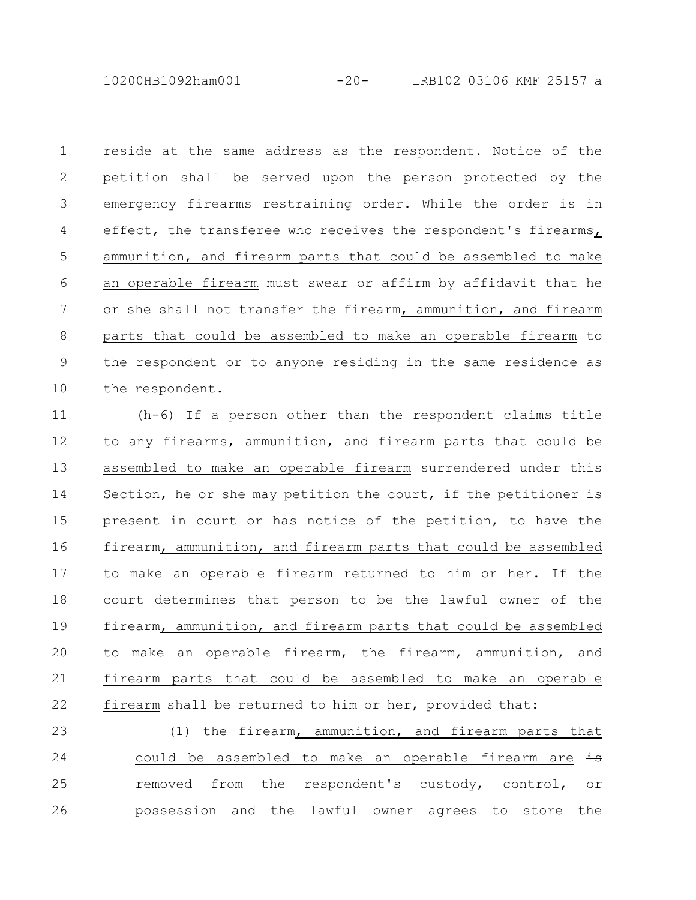reside at the same address as the respondent. Notice of the petition shall be served upon the person protected by the emergency firearms restraining order. While the order is in effect, the transferee who receives the respondent's firearms, ammunition, and firearm parts that could be assembled to make an operable firearm must swear or affirm by affidavit that he or she shall not transfer the firearm, ammunition, and firearm parts that could be assembled to make an operable firearm to the respondent or to anyone residing in the same residence as the respondent.

(h-6) If a person other than the respondent claims title to any firearms, ammunition, and firearm parts that could be assembled to make an operable firearm surrendered under this Section, he or she may petition the court, if the petitioner is present in court or has notice of the petition, to have the firearm, ammunition, and firearm parts that could be assembled to make an operable firearm returned to him or her. If the court determines that person to be the lawful owner of the firearm, ammunition, and firearm parts that could be assembled to make an operable firearm, the firearm, ammunition, and firearm parts that could be assembled to make an operable firearm shall be returned to him or her, provided that:

(1) the firearm, ammunition, and firearm parts that could be assembled to make an operable firearm are ~~is~~ removed from the respondent's custody, control, or possession and the lawful owner agrees to store the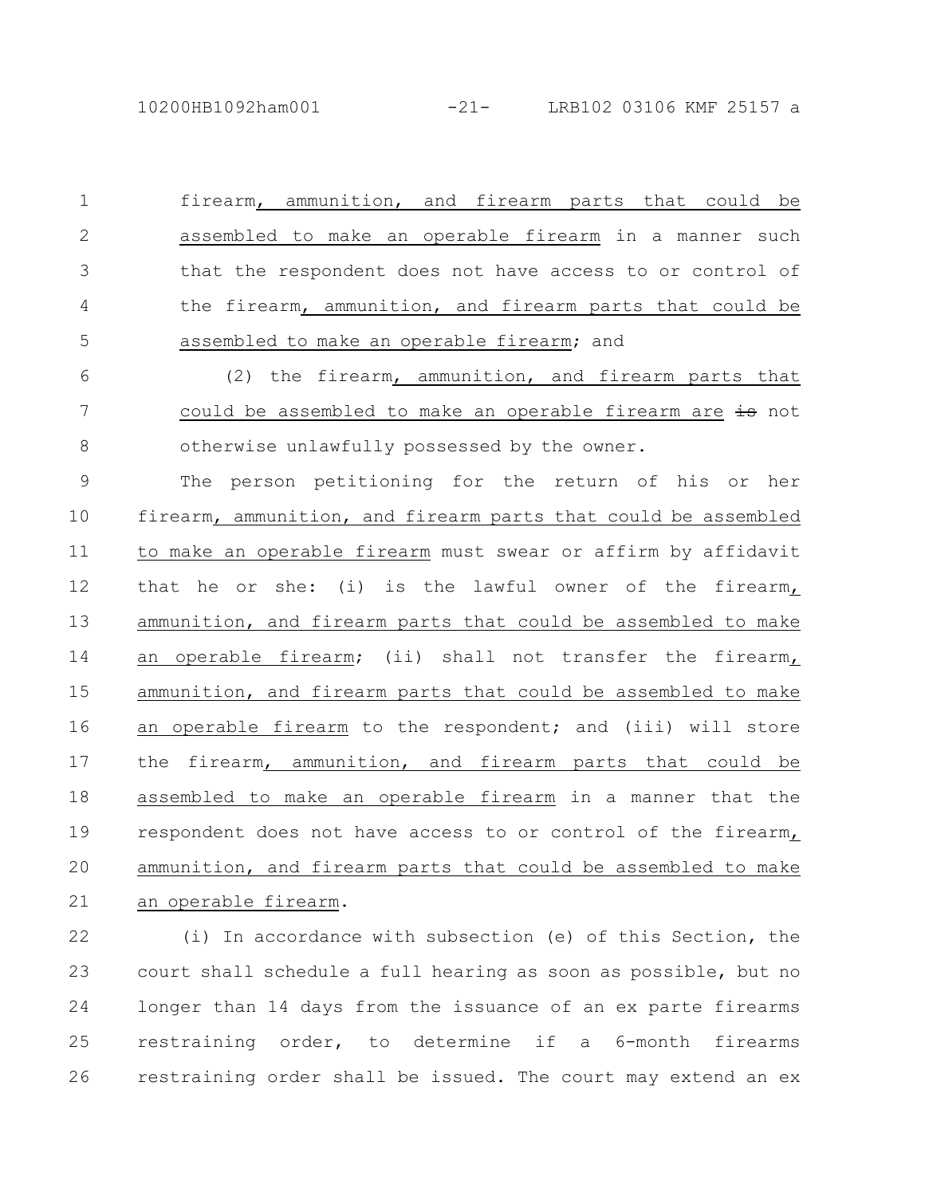firearm, ammunition, and firearm parts that could be assembled to make an operable firearm in a manner such that the respondent does not have access to or control of the firearm, ammunition, and firearm parts that could be assembled to make an operable firearm; and

(2) the firearm, ammunition, and firearm parts that could be assembled to make an operable firearm are ~~is~~ not otherwise unlawfully possessed by the owner.

The person petitioning for the return of his or her firearm, ammunition, and firearm parts that could be assembled to make an operable firearm must swear or affirm by affidavit that he or she: (i) is the lawful owner of the firearm, ammunition, and firearm parts that could be assembled to make an operable firearm; (ii) shall not transfer the firearm, ammunition, and firearm parts that could be assembled to make an operable firearm to the respondent; and (iii) will store the firearm, ammunition, and firearm parts that could be assembled to make an operable firearm in a manner that the respondent does not have access to or control of the firearm, ammunition, and firearm parts that could be assembled to make an operable firearm.

(i) In accordance with subsection (e) of this Section, the court shall schedule a full hearing as soon as possible, but no longer than 14 days from the issuance of an ex parte firearms restraining order, to determine if a 6-month firearms restraining order shall be issued. The court may extend an ex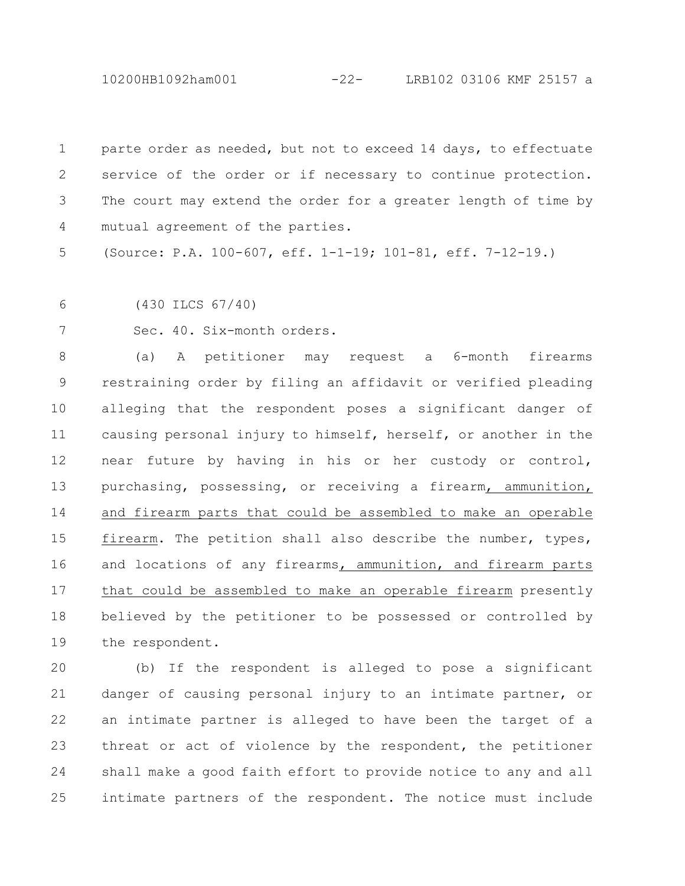parte order as needed, but not to exceed 14 days, to effectuate service of the order or if necessary to continue protection. The court may extend the order for a greater length of time by mutual agreement of the parties.

(Source: P.A. 100-607, eff. 1-1-19; 101-81, eff. 7-12-19.)

(430 ILCS 67/40)

Sec. 40. Six-month orders.

(a) A petitioner may request a 6-month firearms restraining order by filing an affidavit or verified pleading alleging that the respondent poses a significant danger of causing personal injury to himself, herself, or another in the near future by having in his or her custody or control, purchasing, possessing, or receiving a firearm, ammunition, and firearm parts that could be assembled to make an operable firearm. The petition shall also describe the number, types, and locations of any firearms, ammunition, and firearm parts that could be assembled to make an operable firearm presently believed by the petitioner to be possessed or controlled by the respondent.

(b) If the respondent is alleged to pose a significant danger of causing personal injury to an intimate partner, or an intimate partner is alleged to have been the target of a threat or act of violence by the respondent, the petitioner shall make a good faith effort to provide notice to any and all intimate partners of the respondent. The notice must include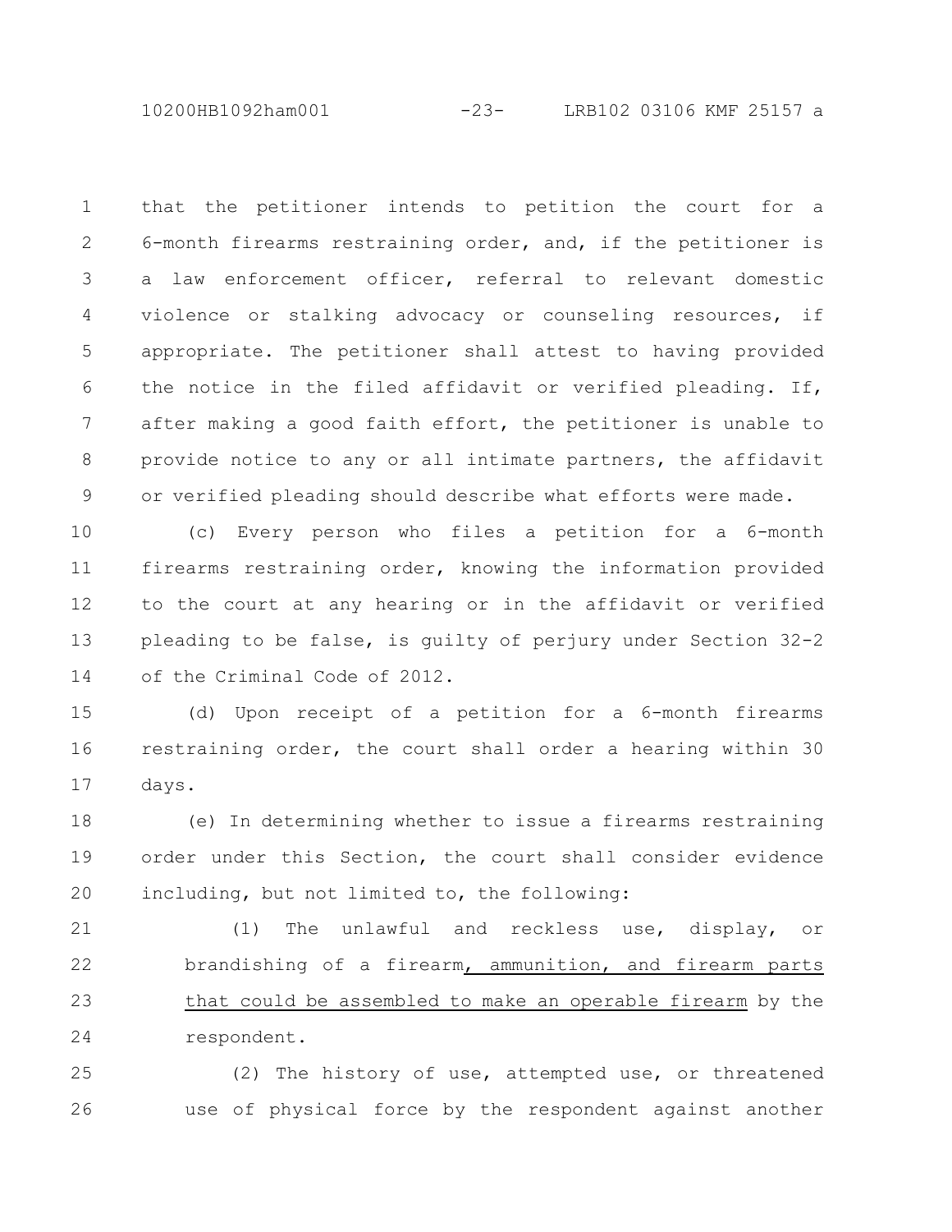that the petitioner intends to petition the court for a 6-month firearms restraining order, and, if the petitioner is a law enforcement officer, referral to relevant domestic violence or stalking advocacy or counseling resources, if appropriate. The petitioner shall attest to having provided the notice in the filed affidavit or verified pleading. If, after making a good faith effort, the petitioner is unable to provide notice to any or all intimate partners, the affidavit or verified pleading should describe what efforts were made.

(c) Every person who files a petition for a 6-month firearms restraining order, knowing the information provided to the court at any hearing or in the affidavit or verified pleading to be false, is guilty of perjury under Section 32-2 of the Criminal Code of 2012.

(d) Upon receipt of a petition for a 6-month firearms restraining order, the court shall order a hearing within 30 days.

(e) In determining whether to issue a firearms restraining order under this Section, the court shall consider evidence including, but not limited to, the following:

(1) The unlawful and reckless use, display, or brandishing of a firearm<u>, ammunition, and firearm parts that could be assembled to make an operable firearm</u> by the respondent.

(2) The history of use, attempted use, or threatened use of physical force by the respondent against another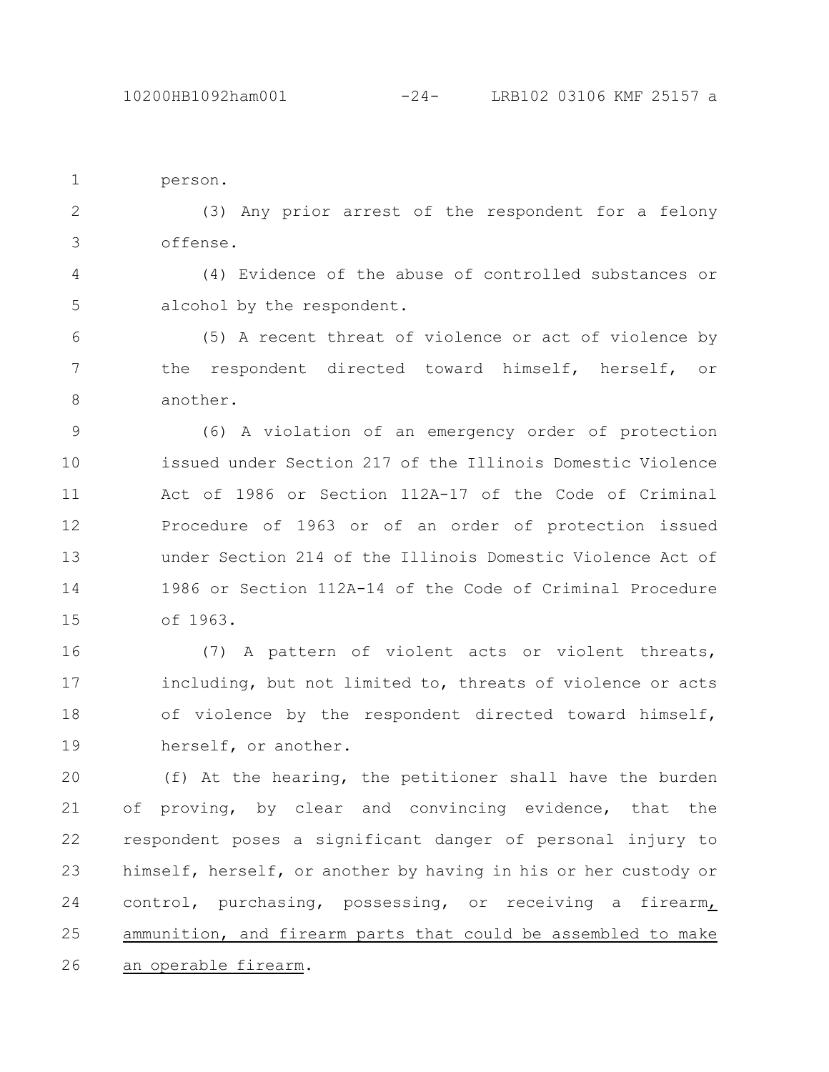person.

(3) Any prior arrest of the respondent for a felony offense.

(4) Evidence of the abuse of controlled substances or alcohol by the respondent.

(5) A recent threat of violence or act of violence by the respondent directed toward himself, herself, or another.

(6) A violation of an emergency order of protection issued under Section 217 of the Illinois Domestic Violence Act of 1986 or Section 112A-17 of the Code of Criminal Procedure of 1963 or of an order of protection issued under Section 214 of the Illinois Domestic Violence Act of 1986 or Section 112A-14 of the Code of Criminal Procedure of 1963.

(7) A pattern of violent acts or violent threats, including, but not limited to, threats of violence or acts of violence by the respondent directed toward himself, herself, or another.

(f) At the hearing, the petitioner shall have the burden of proving, by clear and convincing evidence, that the respondent poses a significant danger of personal injury to himself, herself, or another by having in his or her custody or control, purchasing, possessing, or receiving a firearm, ammunition, and firearm parts that could be assembled to make an operable firearm.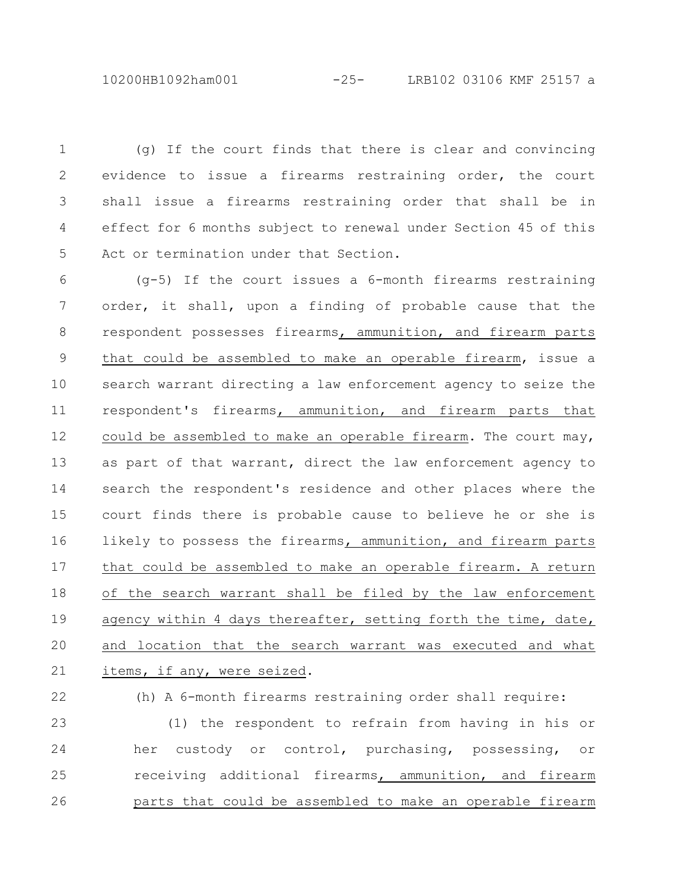(g) If the court finds that there is clear and convincing evidence to issue a firearms restraining order, the court shall issue a firearms restraining order that shall be in effect for 6 months subject to renewal under Section 45 of this Act or termination under that Section.

(g-5) If the court issues a 6-month firearms restraining order, it shall, upon a finding of probable cause that the respondent possesses firearms<u>, ammunition, and firearm parts that could be assembled to make an operable firearm</u>, issue a search warrant directing a law enforcement agency to seize the respondent's firearms<u>, ammunition, and firearm parts that could be assembled to make an operable firearm</u>. The court may, as part of that warrant, direct the law enforcement agency to search the respondent's residence and other places where the court finds there is probable cause to believe he or she is likely to possess the firearms<u>, ammunition, and firearm parts that could be assembled to make an operable firearm. A return of the search warrant shall be filed by the law enforcement agency within 4 days thereafter, setting forth the time, date, and location that the search warrant was executed and what items, if any, were seized</u>.

(h) A 6-month firearms restraining order shall require:

(1) the respondent to refrain from having in his or her custody or control, purchasing, possessing, or receiving additional firearms<u>, ammunition, and firearm parts that could be assembled to make an operable firearm</u>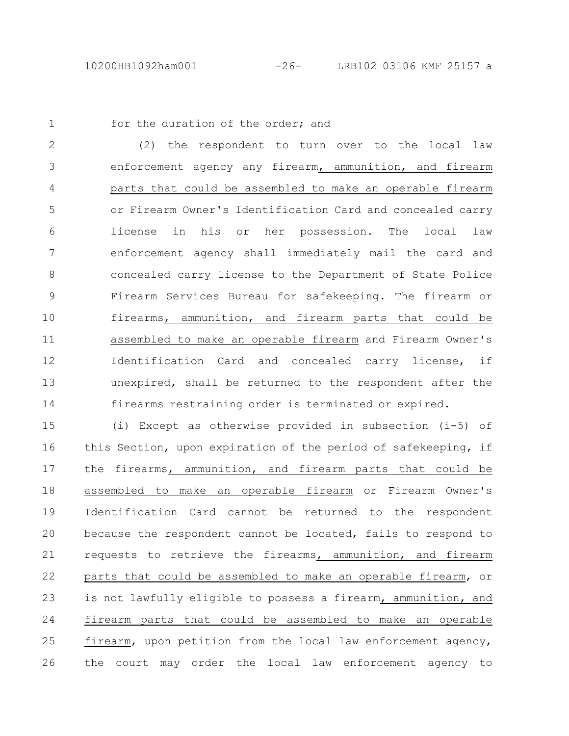for the duration of the order; and

(2) the respondent to turn over to the local law enforcement agency any firearm<u>, ammunition, and firearm parts that could be assembled to make an operable firearm</u> or Firearm Owner's Identification Card and concealed carry license in his or her possession. The local law enforcement agency shall immediately mail the card and concealed carry license to the Department of State Police Firearm Services Bureau for safekeeping. The firearm or firearms<u>, ammunition, and firearm parts that could be assembled to make an operable firearm</u> and Firearm Owner's Identification Card and concealed carry license, if unexpired, shall be returned to the respondent after the firearms restraining order is terminated or expired.

(i) Except as otherwise provided in subsection (i-5) of this Section, upon expiration of the period of safekeeping, if the firearms<u>, ammunition, and firearm parts that could be assembled to make an operable firearm</u> or Firearm Owner's Identification Card cannot be returned to the respondent because the respondent cannot be located, fails to respond to requests to retrieve the firearms<u>, ammunition, and firearm parts that could be assembled to make an operable firearm</u>, or is not lawfully eligible to possess a firearm<u>, ammunition, and firearm parts that could be assembled to make an operable firearm</u>, upon petition from the local law enforcement agency, the court may order the local law enforcement agency to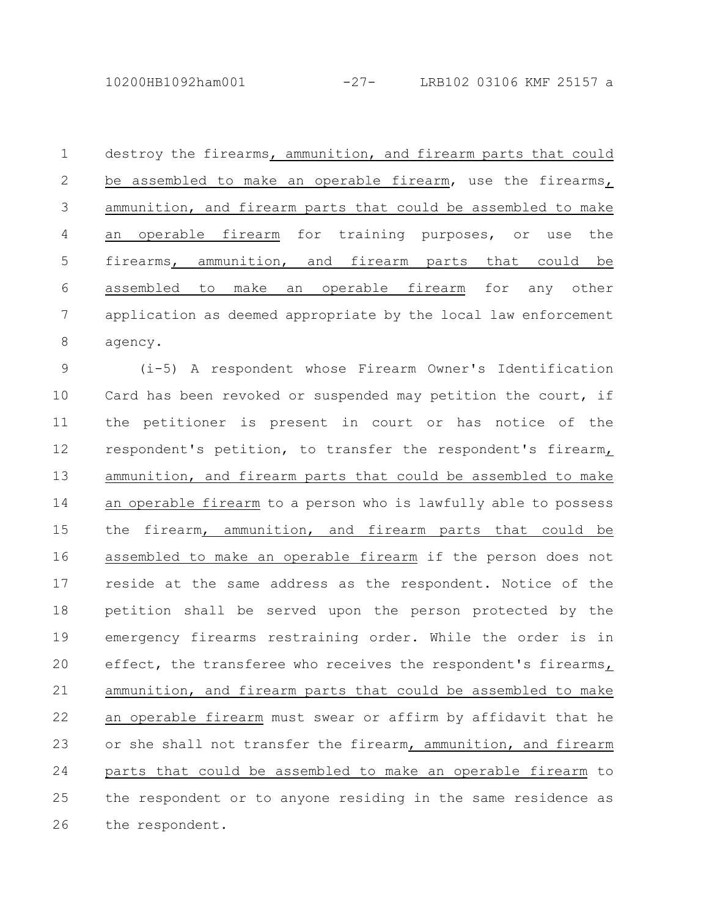destroy the firearms, ammunition, and firearm parts that could be assembled to make an operable firearm, use the firearms, ammunition, and firearm parts that could be assembled to make an operable firearm for training purposes, or use the firearms, ammunition, and firearm parts that could be assembled to make an operable firearm for any other application as deemed appropriate by the local law enforcement agency.

(i-5) A respondent whose Firearm Owner's Identification Card has been revoked or suspended may petition the court, if the petitioner is present in court or has notice of the respondent's petition, to transfer the respondent's firearm, ammunition, and firearm parts that could be assembled to make an operable firearm to a person who is lawfully able to possess the firearm, ammunition, and firearm parts that could be assembled to make an operable firearm if the person does not reside at the same address as the respondent. Notice of the petition shall be served upon the person protected by the emergency firearms restraining order. While the order is in effect, the transferee who receives the respondent's firearms, ammunition, and firearm parts that could be assembled to make an operable firearm must swear or affirm by affidavit that he or she shall not transfer the firearm, ammunition, and firearm parts that could be assembled to make an operable firearm to the respondent or to anyone residing in the same residence as the respondent.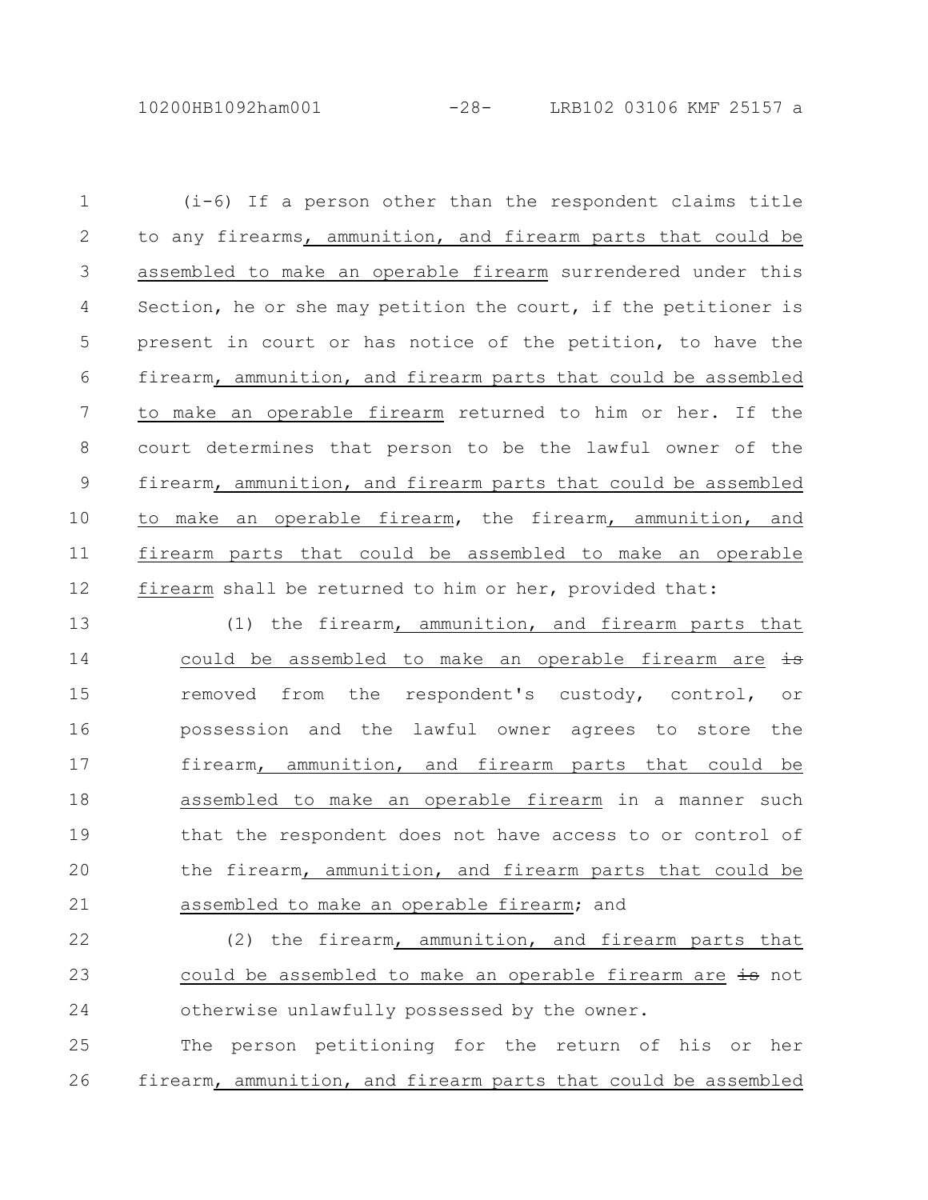(i-6) If a person other than the respondent claims title to any firearms, ammunition, and firearm parts that could be assembled to make an operable firearm surrendered under this Section, he or she may petition the court, if the petitioner is present in court or has notice of the petition, to have the firearm, ammunition, and firearm parts that could be assembled to make an operable firearm returned to him or her. If the court determines that person to be the lawful owner of the firearm, ammunition, and firearm parts that could be assembled to make an operable firearm, the firearm, ammunition, and firearm parts that could be assembled to make an operable firearm shall be returned to him or her, provided that:

(1) the firearm, ammunition, and firearm parts that could be assembled to make an operable firearm are ~~is~~ removed from the respondent's custody, control, or possession and the lawful owner agrees to store the firearm, ammunition, and firearm parts that could be assembled to make an operable firearm in a manner such that the respondent does not have access to or control of the firearm, ammunition, and firearm parts that could be assembled to make an operable firearm; and

(2) the firearm, ammunition, and firearm parts that could be assembled to make an operable firearm are ~~is~~ not otherwise unlawfully possessed by the owner.

The person petitioning for the return of his or her firearm, ammunition, and firearm parts that could be assembled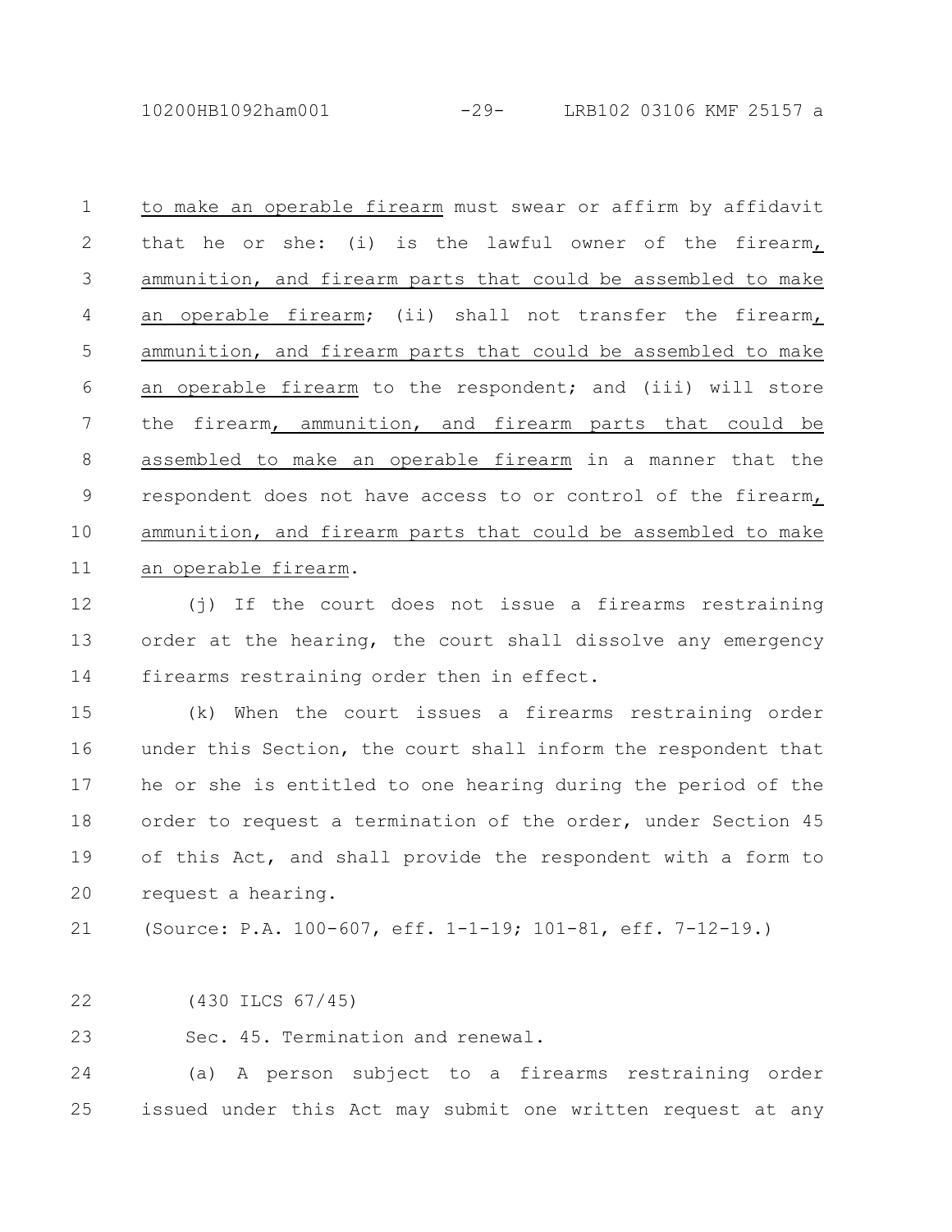to make an operable firearm must swear or affirm by affidavit that he or she: (i) is the lawful owner of the firearm, ammunition, and firearm parts that could be assembled to make an operable firearm; (ii) shall not transfer the firearm, ammunition, and firearm parts that could be assembled to make an operable firearm to the respondent; and (iii) will store the firearm, ammunition, and firearm parts that could be assembled to make an operable firearm in a manner that the respondent does not have access to or control of the firearm, ammunition, and firearm parts that could be assembled to make an operable firearm.

(j) If the court does not issue a firearms restraining order at the hearing, the court shall dissolve any emergency firearms restraining order then in effect.

(k) When the court issues a firearms restraining order under this Section, the court shall inform the respondent that he or she is entitled to one hearing during the period of the order to request a termination of the order, under Section 45 of this Act, and shall provide the respondent with a form to request a hearing.

(Source: P.A. 100-607, eff. 1-1-19; 101-81, eff. 7-12-19.)

(430 ILCS 67/45)

Sec. 45. Termination and renewal.

(a) A person subject to a firearms restraining order issued under this Act may submit one written request at any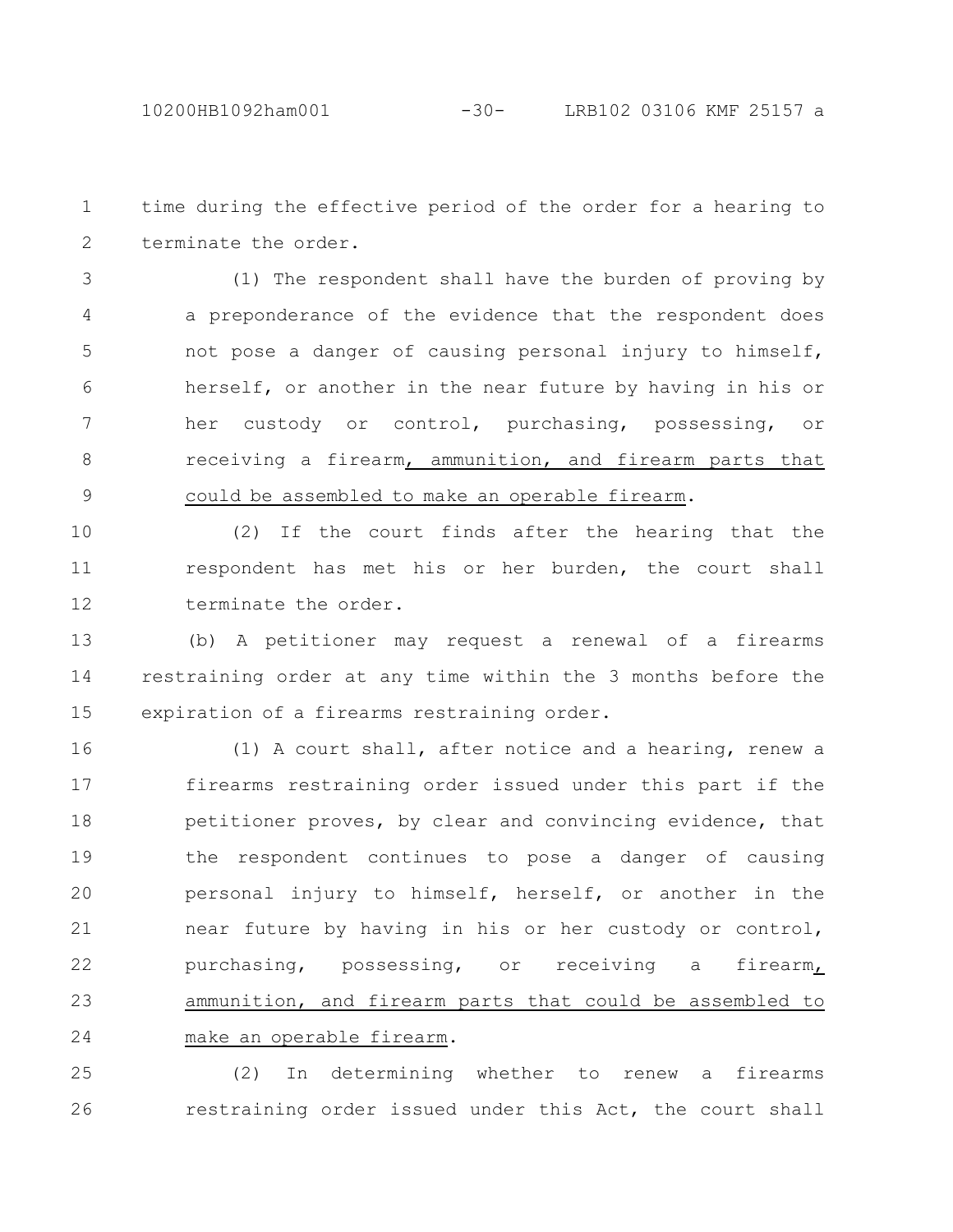time during the effective period of the order for a hearing to terminate the order.

(1) The respondent shall have the burden of proving by a preponderance of the evidence that the respondent does not pose a danger of causing personal injury to himself, herself, or another in the near future by having in his or her custody or control, purchasing, possessing, or receiving a firearm<u>, ammunition, and firearm parts that could be assembled to make an operable firearm</u>.

(2) If the court finds after the hearing that the respondent has met his or her burden, the court shall terminate the order.

(b) A petitioner may request a renewal of a firearms restraining order at any time within the 3 months before the expiration of a firearms restraining order.

(1) A court shall, after notice and a hearing, renew a firearms restraining order issued under this part if the petitioner proves, by clear and convincing evidence, that the respondent continues to pose a danger of causing personal injury to himself, herself, or another in the near future by having in his or her custody or control, purchasing, possessing, or receiving a firearm<u>, ammunition, and firearm parts that could be assembled to make an operable firearm</u>.

(2) In determining whether to renew a firearms restraining order issued under this Act, the court shall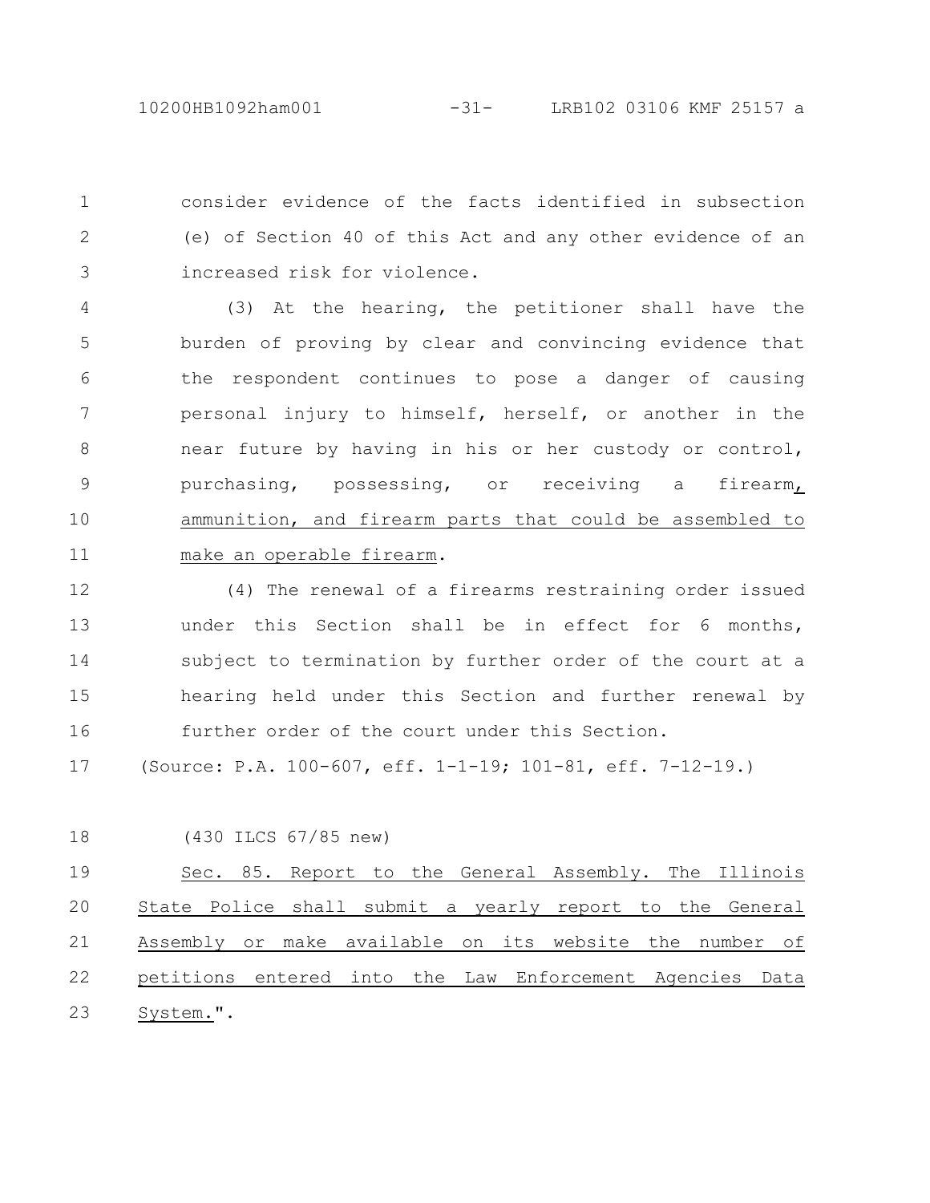consider evidence of the facts identified in subsection (e) of Section 40 of this Act and any other evidence of an increased risk for violence.

(3) At the hearing, the petitioner shall have the burden of proving by clear and convincing evidence that the respondent continues to pose a danger of causing personal injury to himself, herself, or another in the near future by having in his or her custody or control, purchasing, possessing, or receiving a firearm, ammunition, and firearm parts that could be assembled to make an operable firearm.

(4) The renewal of a firearms restraining order issued under this Section shall be in effect for 6 months, subject to termination by further order of the court at a hearing held under this Section and further renewal by further order of the court under this Section.

(Source: P.A. 100-607, eff. 1-1-19; 101-81, eff. 7-12-19.)

(430 ILCS 67/85 new)

Sec. 85. Report to the General Assembly. The Illinois State Police shall submit a yearly report to the General Assembly or make available on its website the number of petitions entered into the Law Enforcement Agencies Data System.".